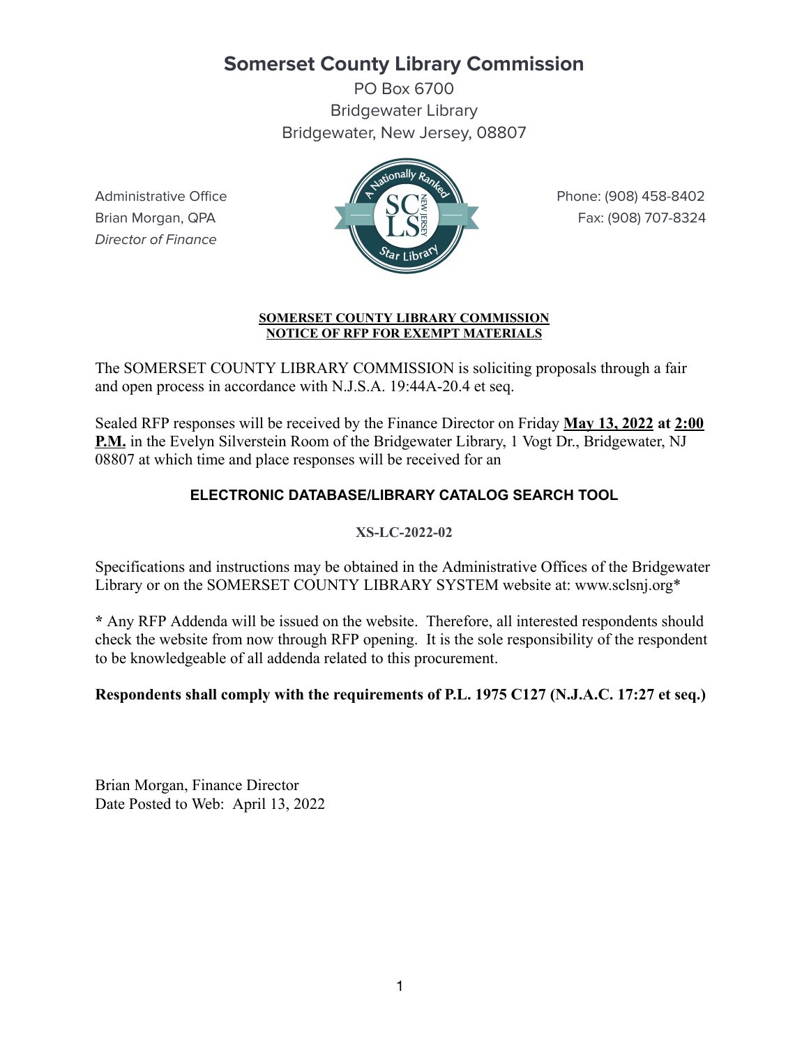# Somerset County Library Commission

PO Box 6700
Bridgewater Library
Bridgewater, New Jersey, 08807

Administrative Office
Brian Morgan, QPA
*Director of Finance*

Phone: (908) 458-8402
Fax: (908) 707-8324

**SOMERSET COUNTY LIBRARY COMMISSION**
**NOTICE OF RFP FOR EXEMPT MATERIALS**

The SOMERSET COUNTY LIBRARY COMMISSION is soliciting proposals through a fair and open process in accordance with N.J.S.A. 19:44A-20.4 et seq.

Sealed RFP responses will be received by the Finance Director on Friday **May 13, 2022 at 2:00 P.M.** in the Evelyn Silverstein Room of the Bridgewater Library, 1 Vogt Dr., Bridgewater, NJ 08807 at which time and place responses will be received for an

### ELECTRONIC DATABASE/LIBRARY CATALOG SEARCH TOOL

**XS-LC-2022-02**

Specifications and instructions may be obtained in the Administrative Offices of the Bridgewater Library or on the SOMERSET COUNTY LIBRARY SYSTEM website at: www.sclsnj.org*

* Any RFP Addenda will be issued on the website. Therefore, all interested respondents should check the website from now through RFP opening. It is the sole responsibility of the respondent to be knowledgeable of all addenda related to this procurement.

**Respondents shall comply with the requirements of P.L. 1975 C127 (N.J.A.C. 17:27 et seq.)**

Brian Morgan, Finance Director
Date Posted to Web: April 13, 2022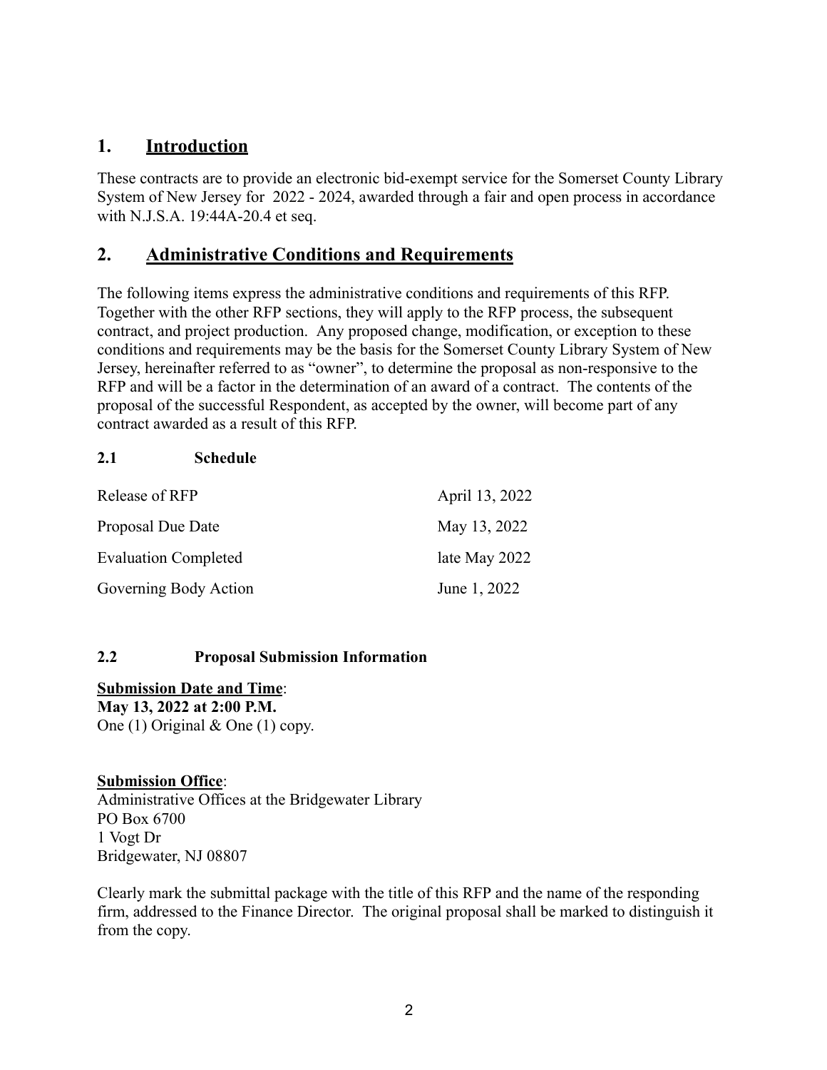## 1. Introduction

These contracts are to provide an electronic bid-exempt service for the Somerset County Library System of New Jersey for 2022 - 2024, awarded through a fair and open process in accordance with N.J.S.A. 19:44A-20.4 et seq.

## 2. Administrative Conditions and Requirements

The following items express the administrative conditions and requirements of this RFP. Together with the other RFP sections, they will apply to the RFP process, the subsequent contract, and project production. Any proposed change, modification, or exception to these conditions and requirements may be the basis for the Somerset County Library System of New Jersey, hereinafter referred to as "owner", to determine the proposal as non-responsive to the RFP and will be a factor in the determination of an award of a contract. The contents of the proposal of the successful Respondent, as accepted by the owner, will become part of any contract awarded as a result of this RFP.

### 2.1 Schedule

| | |
|---|---|
| Release of RFP | April 13, 2022 |
| Proposal Due Date | May 13, 2022 |
| Evaluation Completed | late May 2022 |
| Governing Body Action | June 1, 2022 |

### 2.2 Proposal Submission Information

**Submission Date and Time**:
**May 13, 2022 at 2:00 P.M.**
One (1) Original & One (1) copy.

**Submission Office**:
Administrative Offices at the Bridgewater Library
PO Box 6700
1 Vogt Dr
Bridgewater, NJ 08807

Clearly mark the submittal package with the title of this RFP and the name of the responding firm, addressed to the Finance Director. The original proposal shall be marked to distinguish it from the copy.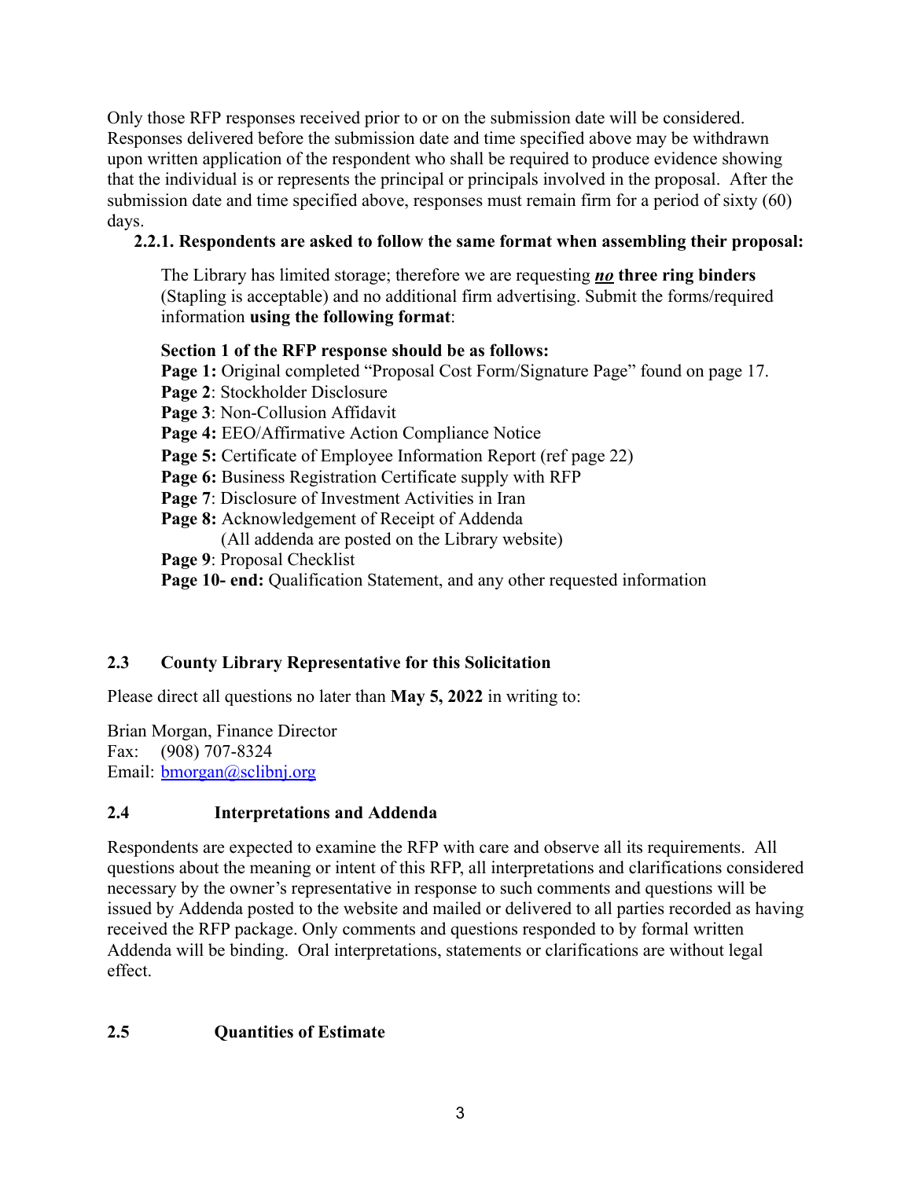Only those RFP responses received prior to or on the submission date will be considered. Responses delivered before the submission date and time specified above may be withdrawn upon written application of the respondent who shall be required to produce evidence showing that the individual is or represents the principal or principals involved in the proposal. After the submission date and time specified above, responses must remain firm for a period of sixty (60) days.

**2.2.1. Respondents are asked to follow the same format when assembling their proposal:**

The Library has limited storage; therefore we are requesting ***no*** **three ring binders** (Stapling is acceptable) and no additional firm advertising. Submit the forms/required information **using the following format**:

**Section 1 of the RFP response should be as follows:**

**Page 1:** Original completed "Proposal Cost Form/Signature Page" found on page 17.
**Page 2**: Stockholder Disclosure
**Page 3**: Non-Collusion Affidavit
**Page 4:** EEO/Affirmative Action Compliance Notice
**Page 5:** Certificate of Employee Information Report (ref page 22)
**Page 6:** Business Registration Certificate supply with RFP
**Page 7**: Disclosure of Investment Activities in Iran
**Page 8:** Acknowledgement of Receipt of Addenda
(All addenda are posted on the Library website)
**Page 9**: Proposal Checklist
**Page 10- end:** Qualification Statement, and any other requested information

## 2.3 County Library Representative for this Solicitation

Please direct all questions no later than **May 5, 2022** in writing to:

Brian Morgan, Finance Director
Fax: (908) 707-8324
Email: bmorgan@sclibnj.org

## 2.4 Interpretations and Addenda

Respondents are expected to examine the RFP with care and observe all its requirements. All questions about the meaning or intent of this RFP, all interpretations and clarifications considered necessary by the owner's representative in response to such comments and questions will be issued by Addenda posted to the website and mailed or delivered to all parties recorded as having received the RFP package. Only comments and questions responded to by formal written Addenda will be binding. Oral interpretations, statements or clarifications are without legal effect.

## 2.5 Quantities of Estimate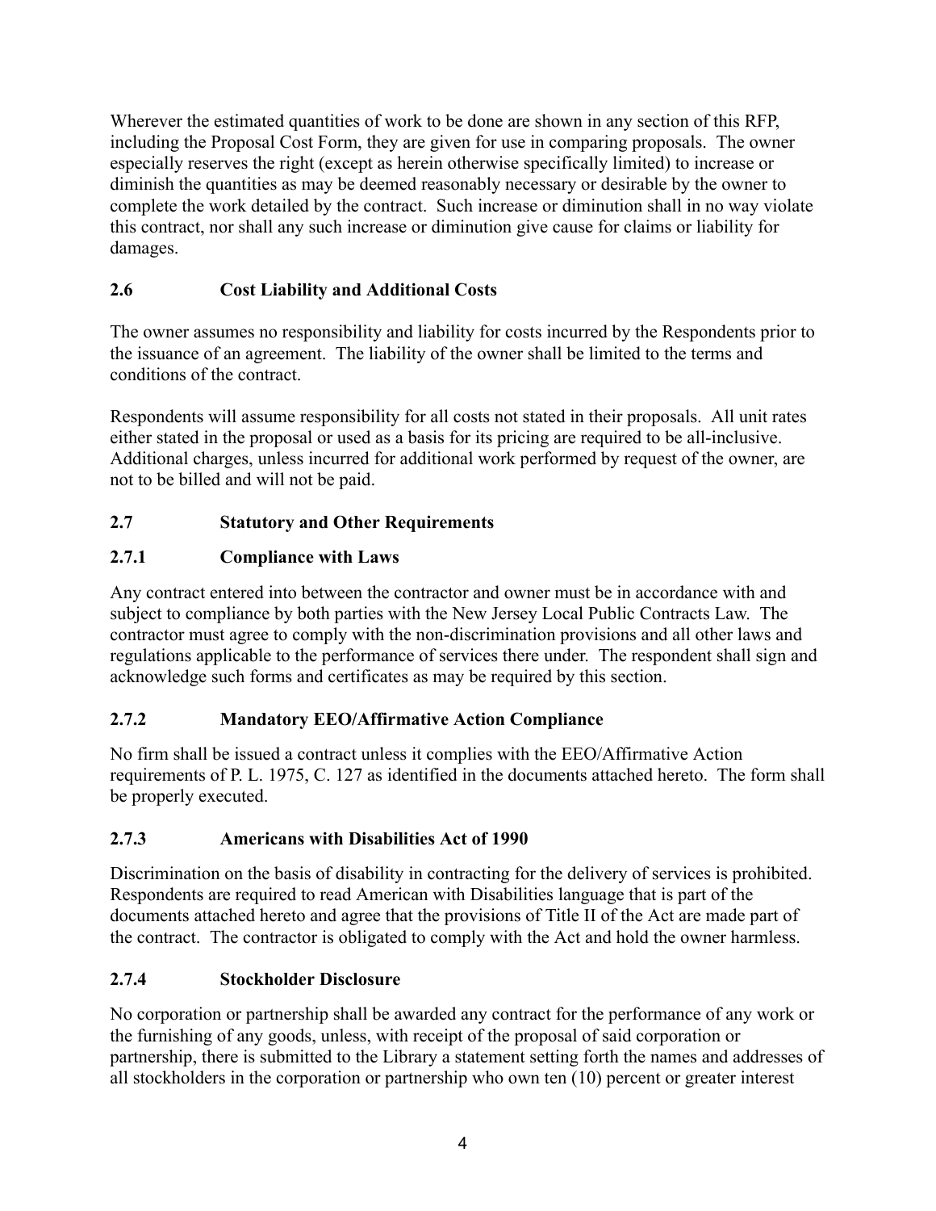Wherever the estimated quantities of work to be done are shown in any section of this RFP, including the Proposal Cost Form, they are given for use in comparing proposals. The owner especially reserves the right (except as herein otherwise specifically limited) to increase or diminish the quantities as may be deemed reasonably necessary or desirable by the owner to complete the work detailed by the contract. Such increase or diminution shall in no way violate this contract, nor shall any such increase or diminution give cause for claims or liability for damages.

### 2.6 Cost Liability and Additional Costs

The owner assumes no responsibility and liability for costs incurred by the Respondents prior to the issuance of an agreement. The liability of the owner shall be limited to the terms and conditions of the contract.

Respondents will assume responsibility for all costs not stated in their proposals. All unit rates either stated in the proposal or used as a basis for its pricing are required to be all-inclusive. Additional charges, unless incurred for additional work performed by request of the owner, are not to be billed and will not be paid.

### 2.7 Statutory and Other Requirements

#### 2.7.1 Compliance with Laws

Any contract entered into between the contractor and owner must be in accordance with and subject to compliance by both parties with the New Jersey Local Public Contracts Law. The contractor must agree to comply with the non-discrimination provisions and all other laws and regulations applicable to the performance of services there under. The respondent shall sign and acknowledge such forms and certificates as may be required by this section.

#### 2.7.2 Mandatory EEO/Affirmative Action Compliance

No firm shall be issued a contract unless it complies with the EEO/Affirmative Action requirements of P. L. 1975, C. 127 as identified in the documents attached hereto. The form shall be properly executed.

#### 2.7.3 Americans with Disabilities Act of 1990

Discrimination on the basis of disability in contracting for the delivery of services is prohibited. Respondents are required to read American with Disabilities language that is part of the documents attached hereto and agree that the provisions of Title II of the Act are made part of the contract. The contractor is obligated to comply with the Act and hold the owner harmless.

#### 2.7.4 Stockholder Disclosure

No corporation or partnership shall be awarded any contract for the performance of any work or the furnishing of any goods, unless, with receipt of the proposal of said corporation or partnership, there is submitted to the Library a statement setting forth the names and addresses of all stockholders in the corporation or partnership who own ten (10) percent or greater interest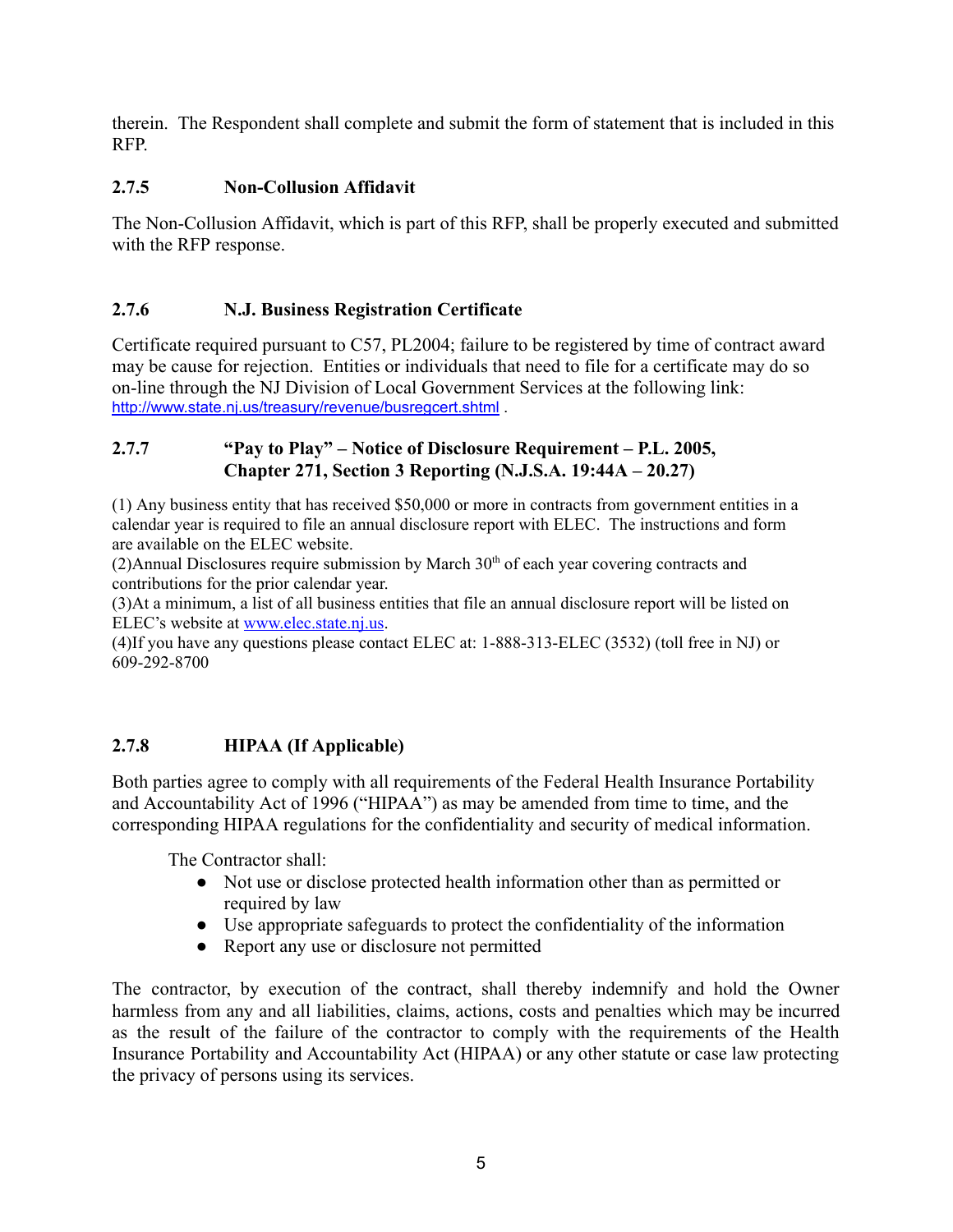therein. The Respondent shall complete and submit the form of statement that is included in this RFP.

### 2.7.5 Non-Collusion Affidavit

The Non-Collusion Affidavit, which is part of this RFP, shall be properly executed and submitted with the RFP response.

### 2.7.6 N.J. Business Registration Certificate

Certificate required pursuant to C57, PL2004; failure to be registered by time of contract award may be cause for rejection. Entities or individuals that need to file for a certificate may do so on-line through the NJ Division of Local Government Services at the following link: http://www.state.nj.us/treasury/revenue/busregcert.shtml .

### 2.7.7 "Pay to Play" – Notice of Disclosure Requirement – P.L. 2005, Chapter 271, Section 3 Reporting (N.J.S.A. 19:44A – 20.27)

(1) Any business entity that has received $50,000 or more in contracts from government entities in a calendar year is required to file an annual disclosure report with ELEC. The instructions and form are available on the ELEC website.
(2)Annual Disclosures require submission by March 30th of each year covering contracts and contributions for the prior calendar year.
(3)At a minimum, a list of all business entities that file an annual disclosure report will be listed on ELEC's website at www.elec.state.nj.us.
(4)If you have any questions please contact ELEC at: 1-888-313-ELEC (3532) (toll free in NJ) or 609-292-8700

### 2.7.8 HIPAA (If Applicable)

Both parties agree to comply with all requirements of the Federal Health Insurance Portability and Accountability Act of 1996 ("HIPAA") as may be amended from time to time, and the corresponding HIPAA regulations for the confidentiality and security of medical information.

The Contractor shall:

- Not use or disclose protected health information other than as permitted or required by law
- Use appropriate safeguards to protect the confidentiality of the information
- Report any use or disclosure not permitted

The contractor, by execution of the contract, shall thereby indemnify and hold the Owner harmless from any and all liabilities, claims, actions, costs and penalties which may be incurred as the result of the failure of the contractor to comply with the requirements of the Health Insurance Portability and Accountability Act (HIPAA) or any other statute or case law protecting the privacy of persons using its services.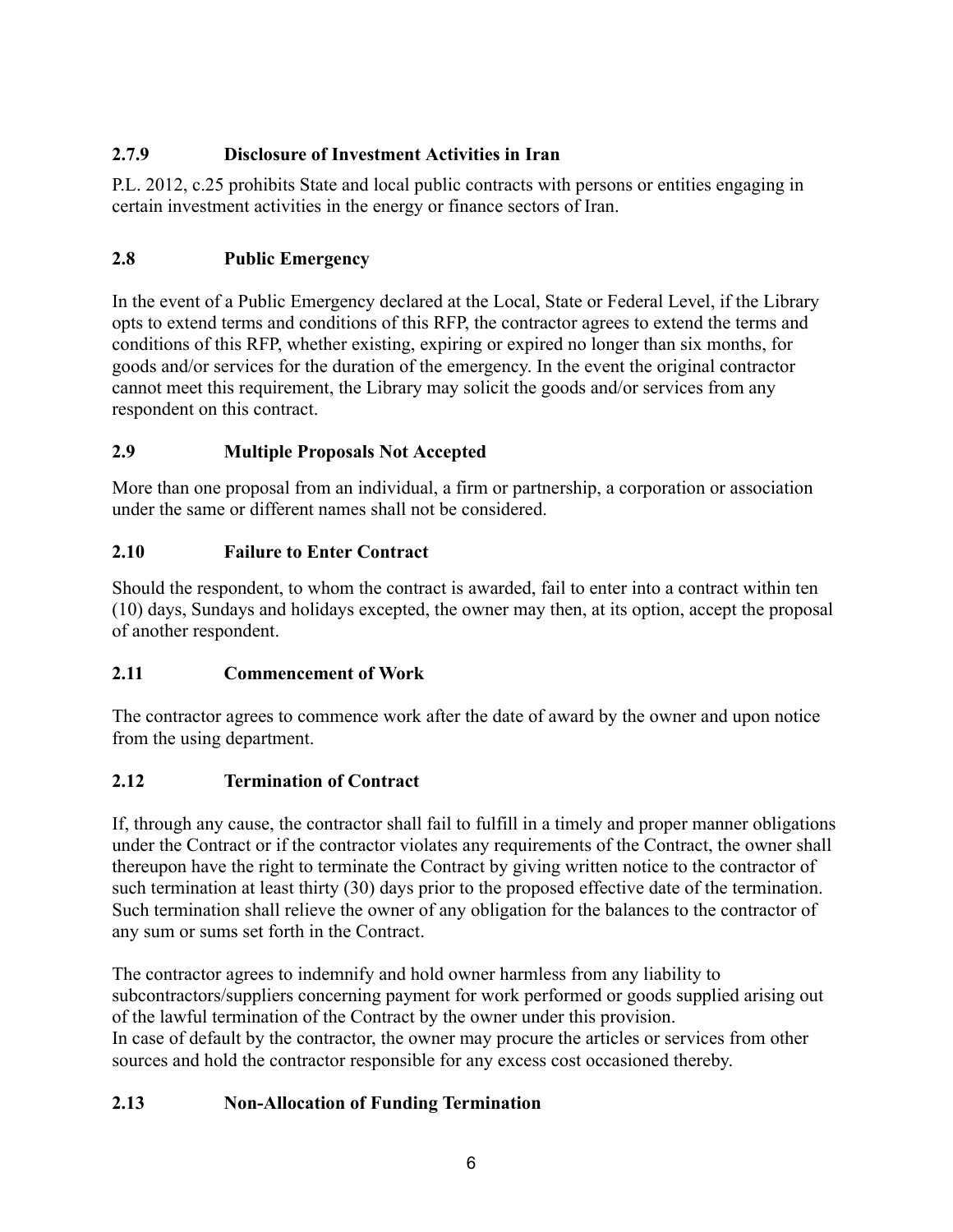### 2.7.9 Disclosure of Investment Activities in Iran

P.L. 2012, c.25 prohibits State and local public contracts with persons or entities engaging in certain investment activities in the energy or finance sectors of Iran.

### 2.8 Public Emergency

In the event of a Public Emergency declared at the Local, State or Federal Level, if the Library opts to extend terms and conditions of this RFP, the contractor agrees to extend the terms and conditions of this RFP, whether existing, expiring or expired no longer than six months, for goods and/or services for the duration of the emergency. In the event the original contractor cannot meet this requirement, the Library may solicit the goods and/or services from any respondent on this contract.

### 2.9 Multiple Proposals Not Accepted

More than one proposal from an individual, a firm or partnership, a corporation or association under the same or different names shall not be considered.

### 2.10 Failure to Enter Contract

Should the respondent, to whom the contract is awarded, fail to enter into a contract within ten (10) days, Sundays and holidays excepted, the owner may then, at its option, accept the proposal of another respondent.

### 2.11 Commencement of Work

The contractor agrees to commence work after the date of award by the owner and upon notice from the using department.

### 2.12 Termination of Contract

If, through any cause, the contractor shall fail to fulfill in a timely and proper manner obligations under the Contract or if the contractor violates any requirements of the Contract, the owner shall thereupon have the right to terminate the Contract by giving written notice to the contractor of such termination at least thirty (30) days prior to the proposed effective date of the termination. Such termination shall relieve the owner of any obligation for the balances to the contractor of any sum or sums set forth in the Contract.

The contractor agrees to indemnify and hold owner harmless from any liability to subcontractors/suppliers concerning payment for work performed or goods supplied arising out of the lawful termination of the Contract by the owner under this provision.
In case of default by the contractor, the owner may procure the articles or services from other sources and hold the contractor responsible for any excess cost occasioned thereby.

### 2.13 Non-Allocation of Funding Termination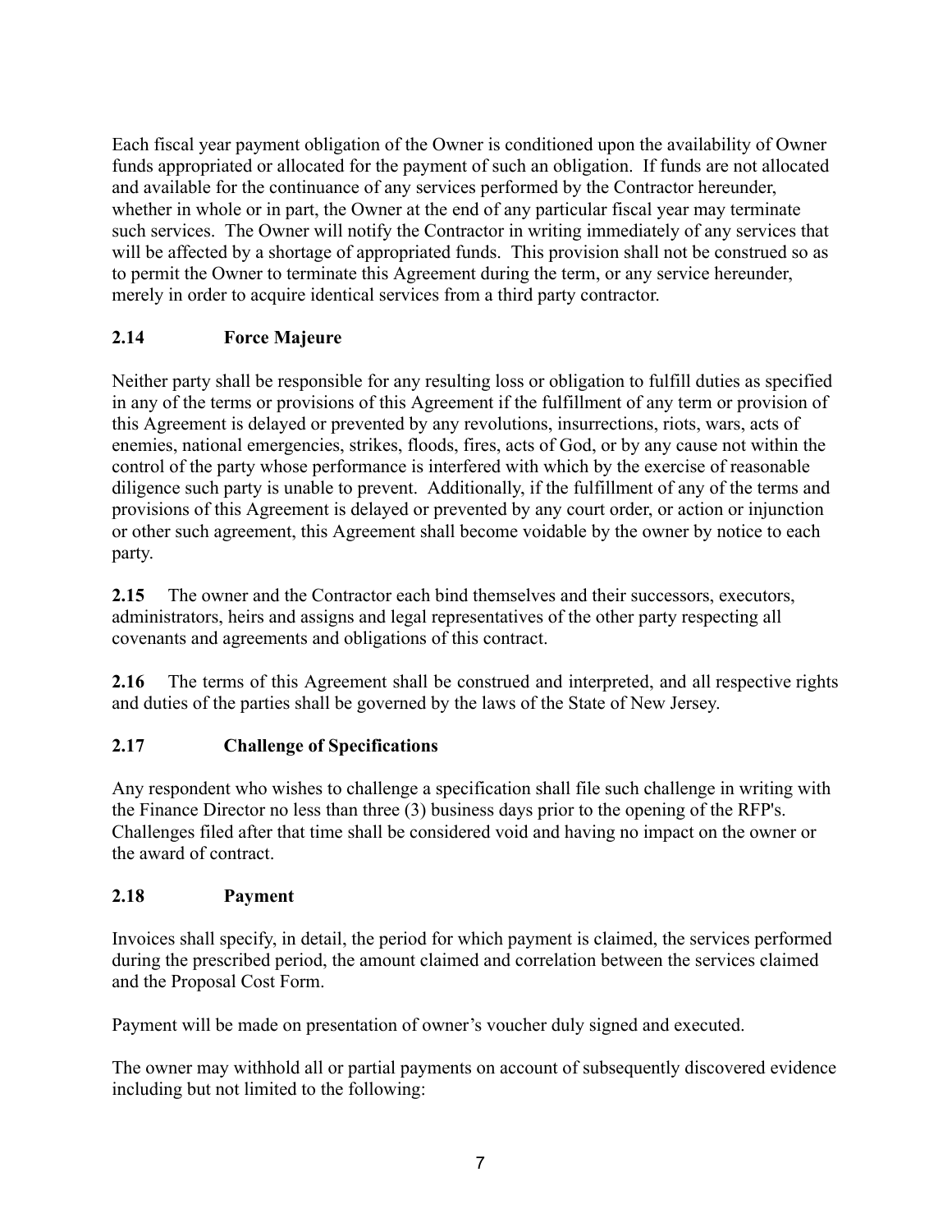Each fiscal year payment obligation of the Owner is conditioned upon the availability of Owner funds appropriated or allocated for the payment of such an obligation. If funds are not allocated and available for the continuance of any services performed by the Contractor hereunder, whether in whole or in part, the Owner at the end of any particular fiscal year may terminate such services. The Owner will notify the Contractor in writing immediately of any services that will be affected by a shortage of appropriated funds. This provision shall not be construed so as to permit the Owner to terminate this Agreement during the term, or any service hereunder, merely in order to acquire identical services from a third party contractor.

### 2.14 Force Majeure

Neither party shall be responsible for any resulting loss or obligation to fulfill duties as specified in any of the terms or provisions of this Agreement if the fulfillment of any term or provision of this Agreement is delayed or prevented by any revolutions, insurrections, riots, wars, acts of enemies, national emergencies, strikes, floods, fires, acts of God, or by any cause not within the control of the party whose performance is interfered with which by the exercise of reasonable diligence such party is unable to prevent. Additionally, if the fulfillment of any of the terms and provisions of this Agreement is delayed or prevented by any court order, or action or injunction or other such agreement, this Agreement shall become voidable by the owner by notice to each party.

**2.15** The owner and the Contractor each bind themselves and their successors, executors, administrators, heirs and assigns and legal representatives of the other party respecting all covenants and agreements and obligations of this contract.

**2.16** The terms of this Agreement shall be construed and interpreted, and all respective rights and duties of the parties shall be governed by the laws of the State of New Jersey.

### 2.17 Challenge of Specifications

Any respondent who wishes to challenge a specification shall file such challenge in writing with the Finance Director no less than three (3) business days prior to the opening of the RFP's. Challenges filed after that time shall be considered void and having no impact on the owner or the award of contract.

### 2.18 Payment

Invoices shall specify, in detail, the period for which payment is claimed, the services performed during the prescribed period, the amount claimed and correlation between the services claimed and the Proposal Cost Form.

Payment will be made on presentation of owner's voucher duly signed and executed.

The owner may withhold all or partial payments on account of subsequently discovered evidence including but not limited to the following: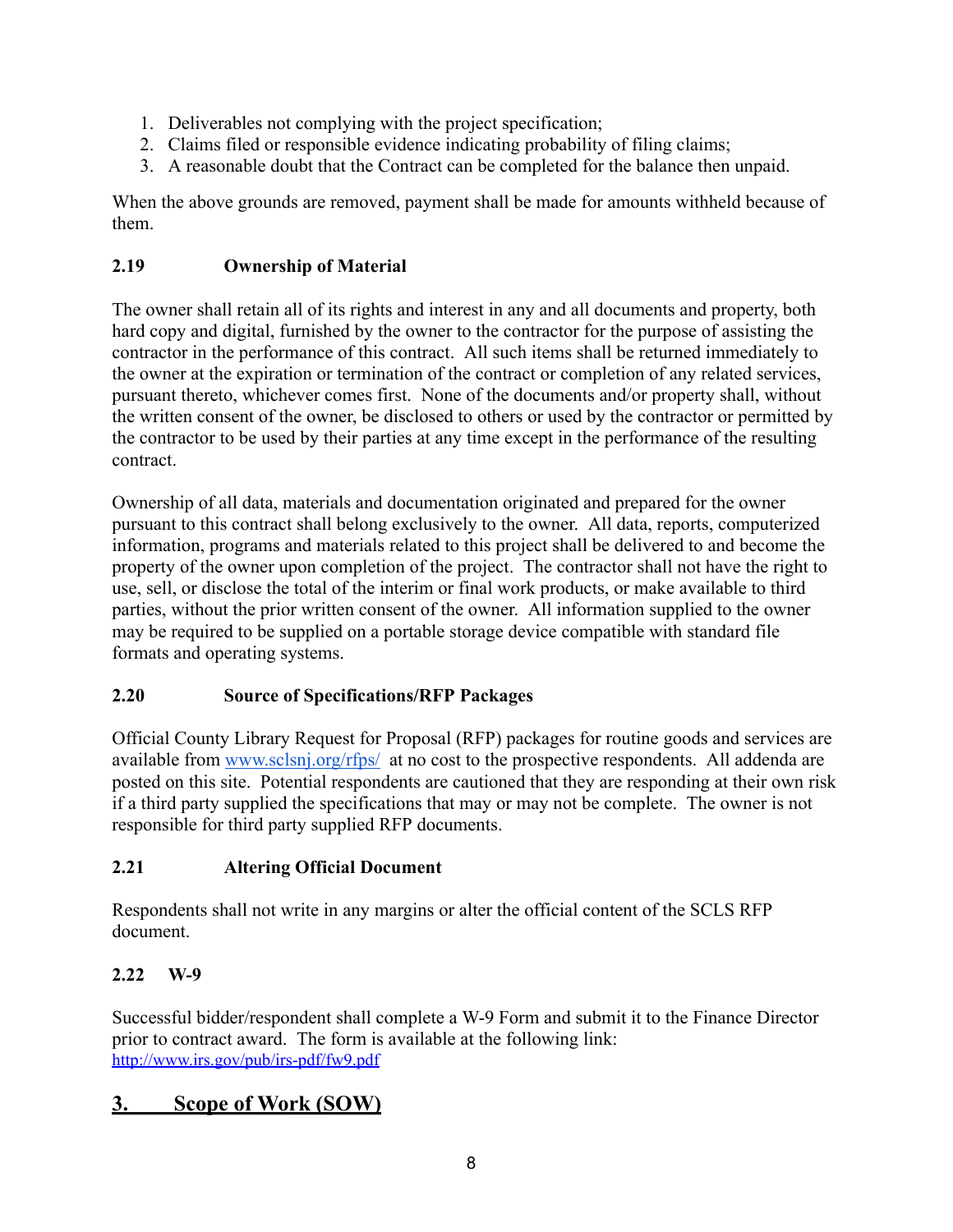1. Deliverables not complying with the project specification;
2. Claims filed or responsible evidence indicating probability of filing claims;
3. A reasonable doubt that the Contract can be completed for the balance then unpaid.

When the above grounds are removed, payment shall be made for amounts withheld because of them.

### 2.19 Ownership of Material

The owner shall retain all of its rights and interest in any and all documents and property, both hard copy and digital, furnished by the owner to the contractor for the purpose of assisting the contractor in the performance of this contract. All such items shall be returned immediately to the owner at the expiration or termination of the contract or completion of any related services, pursuant thereto, whichever comes first. None of the documents and/or property shall, without the written consent of the owner, be disclosed to others or used by the contractor or permitted by the contractor to be used by their parties at any time except in the performance of the resulting contract.

Ownership of all data, materials and documentation originated and prepared for the owner pursuant to this contract shall belong exclusively to the owner. All data, reports, computerized information, programs and materials related to this project shall be delivered to and become the property of the owner upon completion of the project. The contractor shall not have the right to use, sell, or disclose the total of the interim or final work products, or make available to third parties, without the prior written consent of the owner. All information supplied to the owner may be required to be supplied on a portable storage device compatible with standard file formats and operating systems.

### 2.20 Source of Specifications/RFP Packages

Official County Library Request for Proposal (RFP) packages for routine goods and services are available from [www.sclsnj.org/rfps/](www.sclsnj.org/rfps/) at no cost to the prospective respondents. All addenda are posted on this site. Potential respondents are cautioned that they are responding at their own risk if a third party supplied the specifications that may or may not be complete. The owner is not responsible for third party supplied RFP documents.

### 2.21 Altering Official Document

Respondents shall not write in any margins or alter the official content of the SCLS RFP document.

### 2.22 W-9

Successful bidder/respondent shall complete a W-9 Form and submit it to the Finance Director prior to contract award. The form is available at the following link: [http://www.irs.gov/pub/irs-pdf/fw9.pdf](http://www.irs.gov/pub/irs-pdf/fw9.pdf)

## 3. Scope of Work (SOW)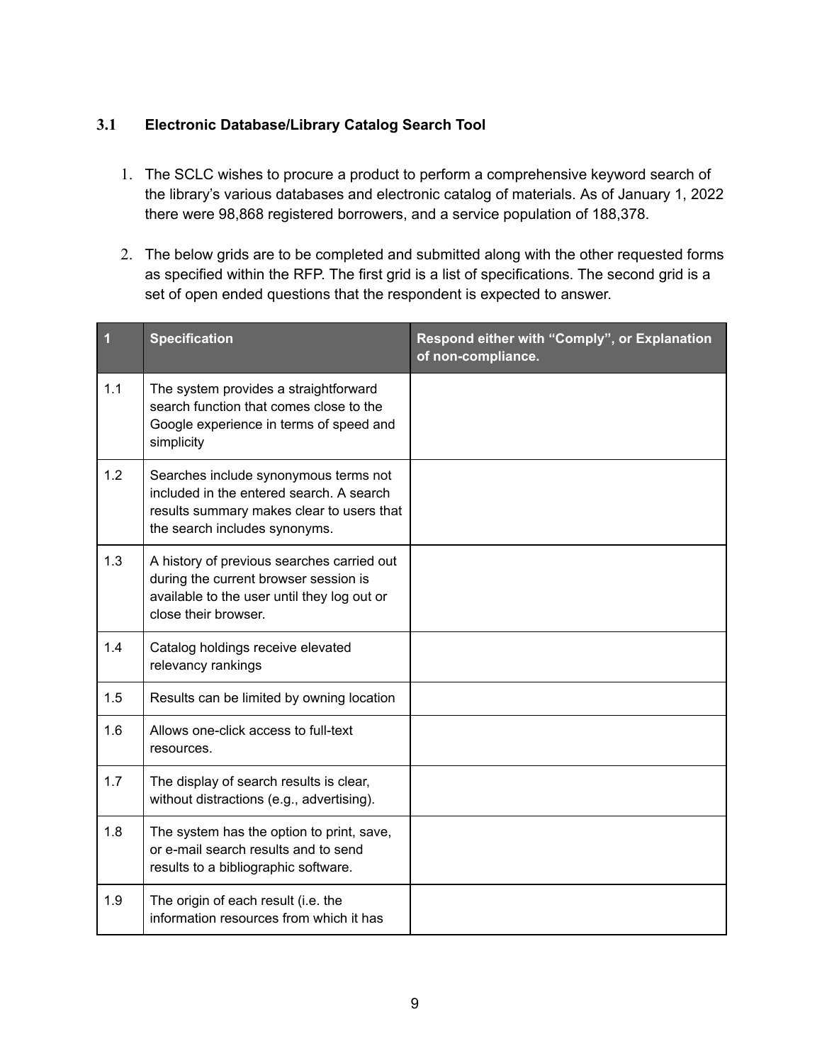### 3.1 Electronic Database/Library Catalog Search Tool

1. The SCLC wishes to procure a product to perform a comprehensive keyword search of the library's various databases and electronic catalog of materials. As of January 1, 2022 there were 98,868 registered borrowers, and a service population of 188,378.

2. The below grids are to be completed and submitted along with the other requested forms as specified within the RFP. The first grid is a list of specifications. The second grid is a set of open ended questions that the respondent is expected to answer.

| 1 | Specification | Respond either with "Comply", or Explanation of non-compliance. |
|---|---|---|
| 1.1 | The system provides a straightforward search function that comes close to the Google experience in terms of speed and simplicity | |
| 1.2 | Searches include synonymous terms not included in the entered search. A search results summary makes clear to users that the search includes synonyms. | |
| 1.3 | A history of previous searches carried out during the current browser session is available to the user until they log out or close their browser. | |
| 1.4 | Catalog holdings receive elevated relevancy rankings | |
| 1.5 | Results can be limited by owning location | |
| 1.6 | Allows one-click access to full-text resources. | |
| 1.7 | The display of search results is clear, without distractions (e.g., advertising). | |
| 1.8 | The system has the option to print, save, or e-mail search results and to send results to a bibliographic software. | |
| 1.9 | The origin of each result (i.e. the information resources from which it has | |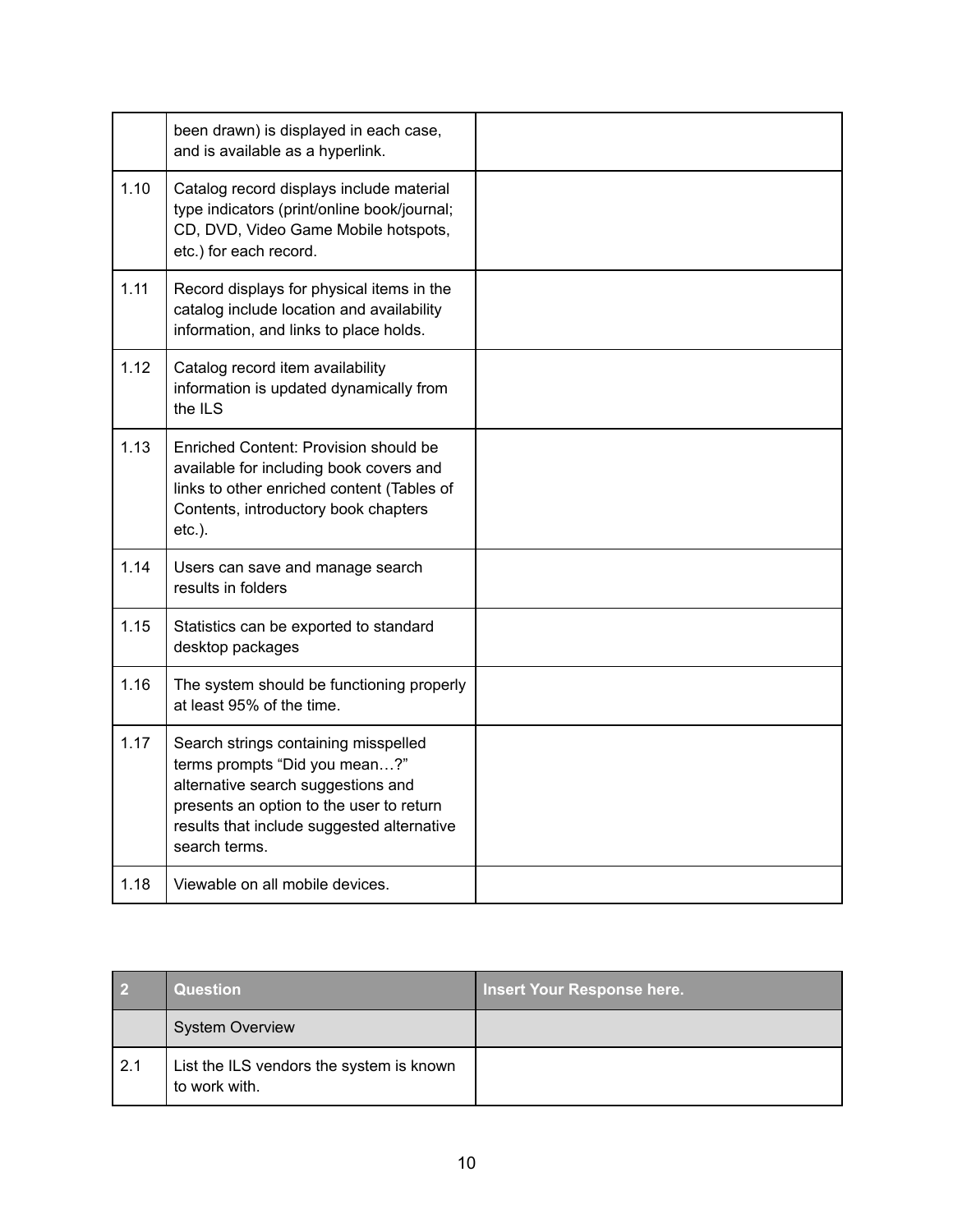| | | |
|---|---|---|
| | been drawn) is displayed in each case, and is available as a hyperlink. | |
| 1.10 | Catalog record displays include material type indicators (print/online book/journal; CD, DVD, Video Game Mobile hotspots, etc.) for each record. | |
| 1.11 | Record displays for physical items in the catalog include location and availability information, and links to place holds. | |
| 1.12 | Catalog record item availability information is updated dynamically from the ILS | |
| 1.13 | Enriched Content: Provision should be available for including book covers and links to other enriched content (Tables of Contents, introductory book chapters etc.). | |
| 1.14 | Users can save and manage search results in folders | |
| 1.15 | Statistics can be exported to standard desktop packages | |
| 1.16 | The system should be functioning properly at least 95% of the time. | |
| 1.17 | Search strings containing misspelled terms prompts “Did you mean…?” alternative search suggestions and presents an option to the user to return results that include suggested alternative search terms. | |
| 1.18 | Viewable on all mobile devices. | |

| 2 | Question | Insert Your Response here. |
|---|---|---|
| | System Overview | |
| 2.1 | List the ILS vendors the system is known to work with. | |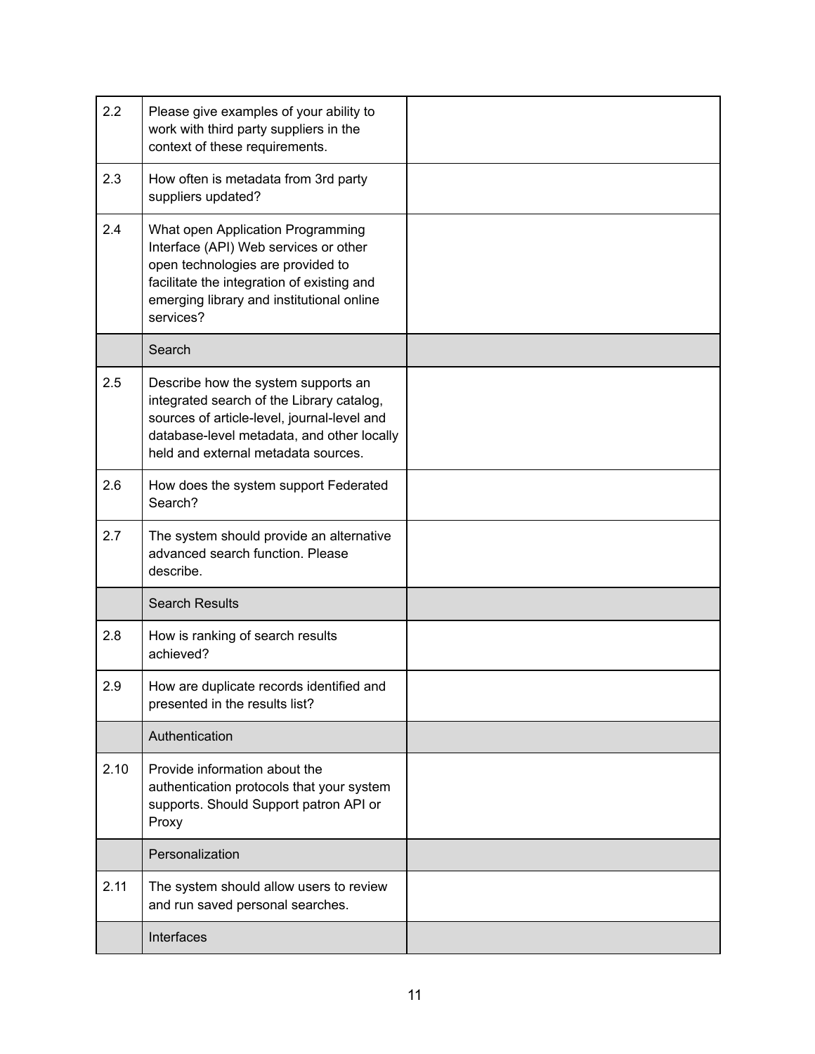| | | |
|---|---|---|
| 2.2 | Please give examples of your ability to work with third party suppliers in the context of these requirements. | |
| 2.3 | How often is metadata from 3rd party suppliers updated? | |
| 2.4 | What open Application Programming Interface (API) Web services or other open technologies are provided to facilitate the integration of existing and emerging library and institutional online services? | |
| | Search | |
| 2.5 | Describe how the system supports an integrated search of the Library catalog, sources of article-level, journal-level and database-level metadata, and other locally held and external metadata sources. | |
| 2.6 | How does the system support Federated Search? | |
| 2.7 | The system should provide an alternative advanced search function. Please describe. | |
| | Search Results | |
| 2.8 | How is ranking of search results achieved? | |
| 2.9 | How are duplicate records identified and presented in the results list? | |
| | Authentication | |
| 2.10 | Provide information about the authentication protocols that your system supports. Should Support patron API or Proxy | |
| | Personalization | |
| 2.11 | The system should allow users to review and run saved personal searches. | |
| | Interfaces | |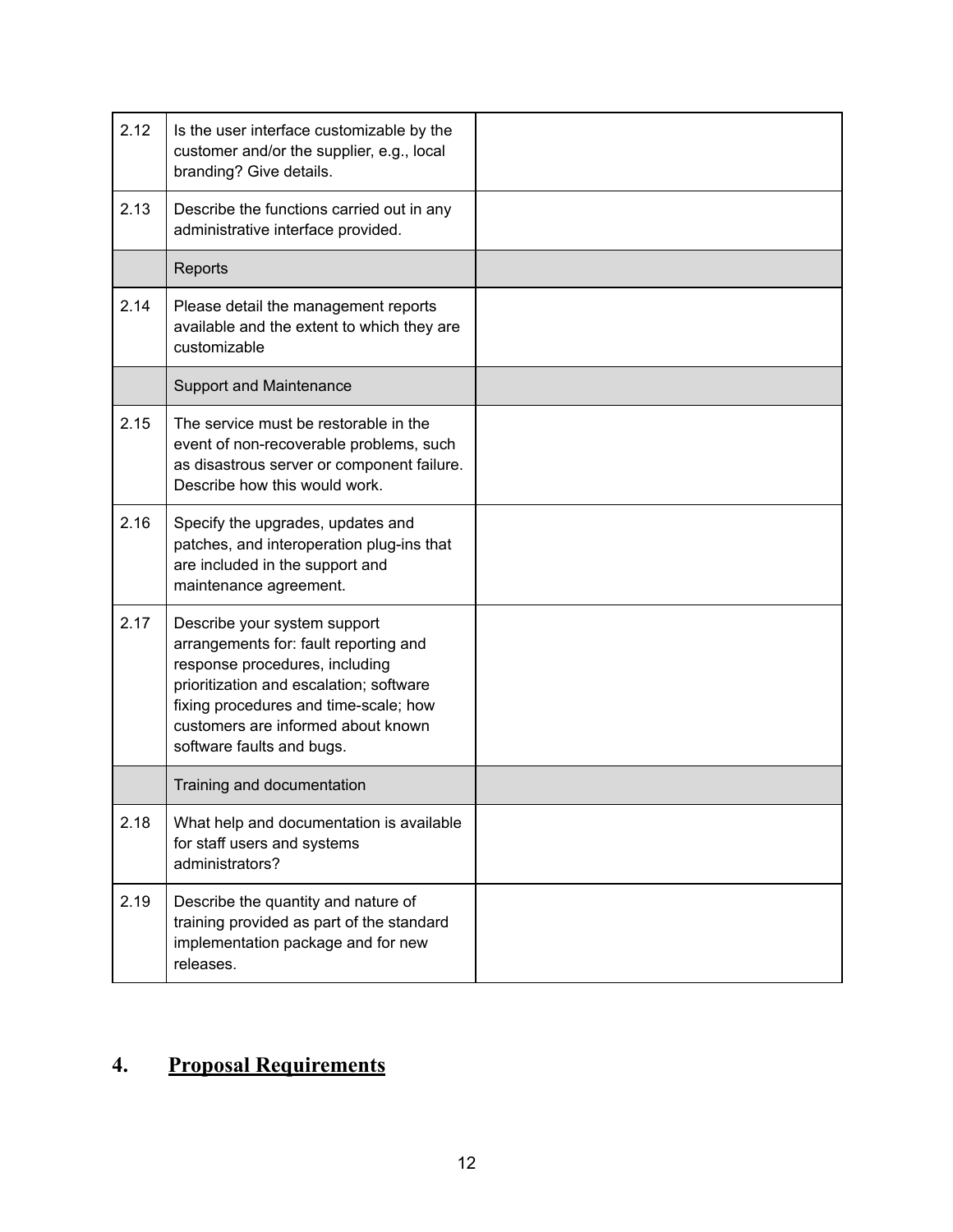| | | |
|---|---|---|
| 2.12 | Is the user interface customizable by the customer and/or the supplier, e.g., local branding? Give details. | |
| 2.13 | Describe the functions carried out in any administrative interface provided. | |
| | Reports | |
| 2.14 | Please detail the management reports available and the extent to which they are customizable | |
| | Support and Maintenance | |
| 2.15 | The service must be restorable in the event of non-recoverable problems, such as disastrous server or component failure. Describe how this would work. | |
| 2.16 | Specify the upgrades, updates and patches, and interoperation plug-ins that are included in the support and maintenance agreement. | |
| 2.17 | Describe your system support arrangements for: fault reporting and response procedures, including prioritization and escalation; software fixing procedures and time-scale; how customers are informed about known software faults and bugs. | |
| | Training and documentation | |
| 2.18 | What help and documentation is available for staff users and systems administrators? | |
| 2.19 | Describe the quantity and nature of training provided as part of the standard implementation package and for new releases. | |

## 4. Proposal Requirements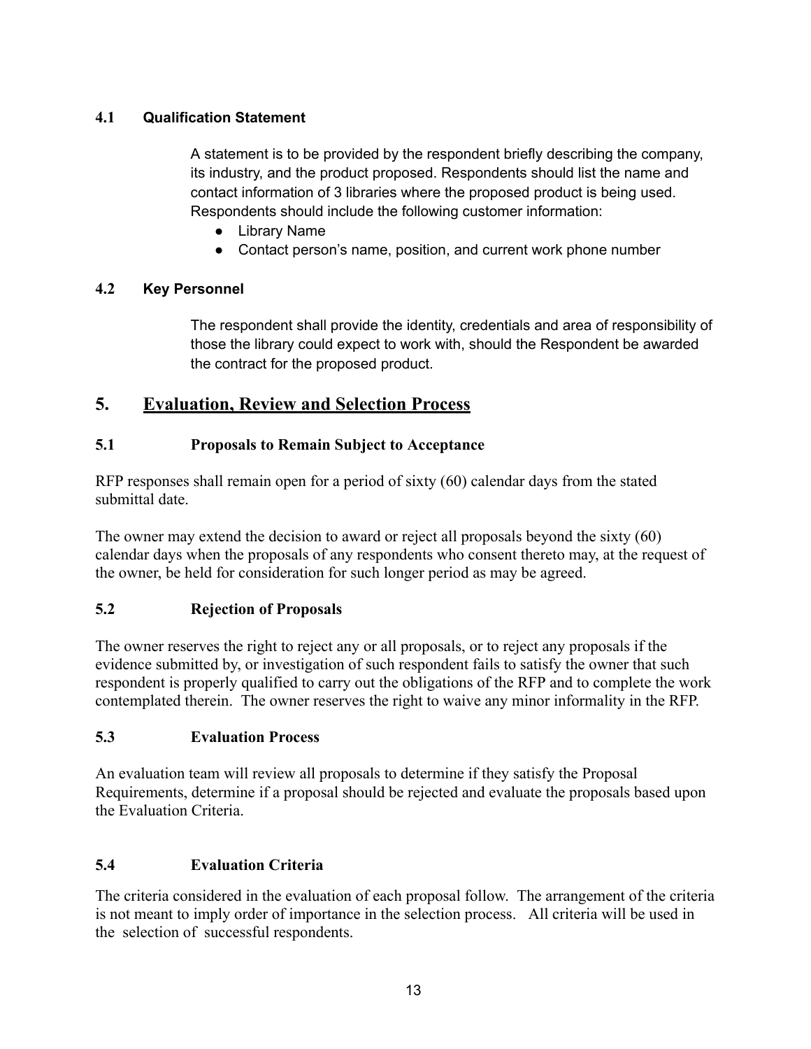### 4.1 Qualification Statement

A statement is to be provided by the respondent briefly describing the company, its industry, and the product proposed. Respondents should list the name and contact information of 3 libraries where the proposed product is being used. Respondents should include the following customer information:

- Library Name
- Contact person's name, position, and current work phone number

### 4.2 Key Personnel

The respondent shall provide the identity, credentials and area of responsibility of those the library could expect to work with, should the Respondent be awarded the contract for the proposed product.

## 5. Evaluation, Review and Selection Process

### 5.1 Proposals to Remain Subject to Acceptance

RFP responses shall remain open for a period of sixty (60) calendar days from the stated submittal date.

The owner may extend the decision to award or reject all proposals beyond the sixty (60) calendar days when the proposals of any respondents who consent thereto may, at the request of the owner, be held for consideration for such longer period as may be agreed.

### 5.2 Rejection of Proposals

The owner reserves the right to reject any or all proposals, or to reject any proposals if the evidence submitted by, or investigation of such respondent fails to satisfy the owner that such respondent is properly qualified to carry out the obligations of the RFP and to complete the work contemplated therein. The owner reserves the right to waive any minor informality in the RFP.

### 5.3 Evaluation Process

An evaluation team will review all proposals to determine if they satisfy the Proposal Requirements, determine if a proposal should be rejected and evaluate the proposals based upon the Evaluation Criteria.

### 5.4 Evaluation Criteria

The criteria considered in the evaluation of each proposal follow. The arrangement of the criteria is not meant to imply order of importance in the selection process. All criteria will be used in the selection of successful respondents.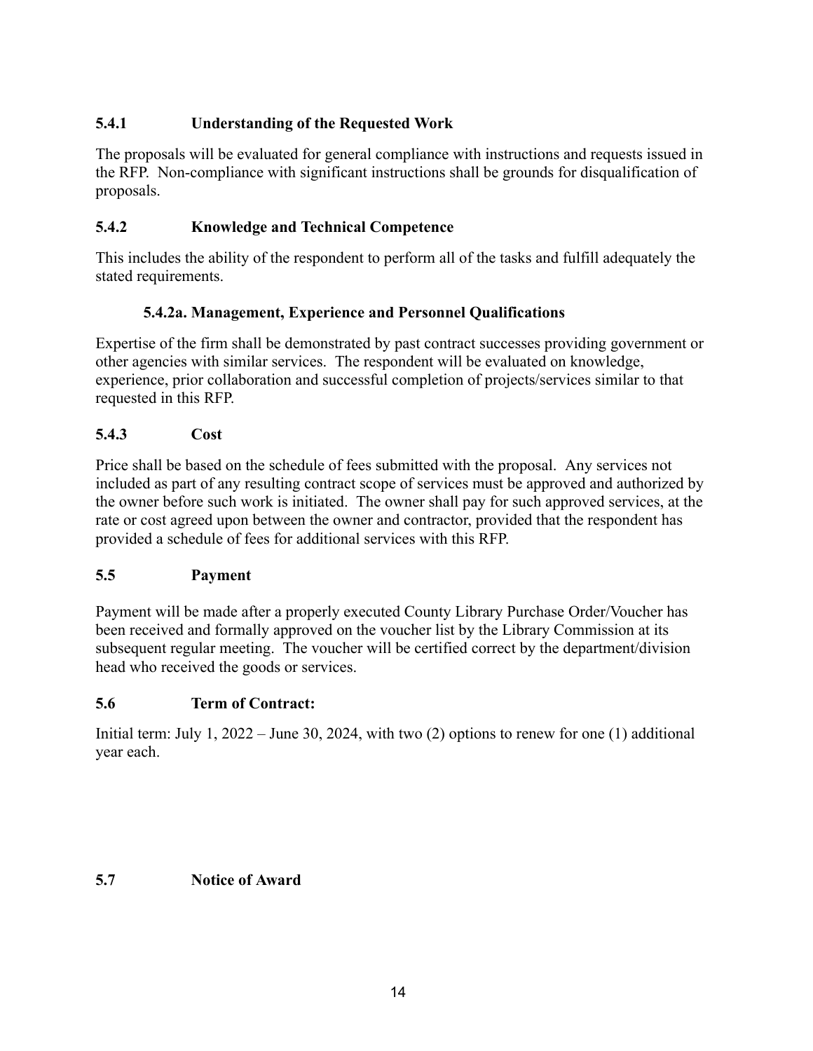### 5.4.1 Understanding of the Requested Work

The proposals will be evaluated for general compliance with instructions and requests issued in the RFP. Non-compliance with significant instructions shall be grounds for disqualification of proposals.

### 5.4.2 Knowledge and Technical Competence

This includes the ability of the respondent to perform all of the tasks and fulfill adequately the stated requirements.

#### 5.4.2a. Management, Experience and Personnel Qualifications

Expertise of the firm shall be demonstrated by past contract successes providing government or other agencies with similar services. The respondent will be evaluated on knowledge, experience, prior collaboration and successful completion of projects/services similar to that requested in this RFP.

### 5.4.3 Cost

Price shall be based on the schedule of fees submitted with the proposal. Any services not included as part of any resulting contract scope of services must be approved and authorized by the owner before such work is initiated. The owner shall pay for such approved services, at the rate or cost agreed upon between the owner and contractor, provided that the respondent has provided a schedule of fees for additional services with this RFP.

### 5.5 Payment

Payment will be made after a properly executed County Library Purchase Order/Voucher has been received and formally approved on the voucher list by the Library Commission at its subsequent regular meeting. The voucher will be certified correct by the department/division head who received the goods or services.

### 5.6 Term of Contract:

Initial term: July 1, 2022 – June 30, 2024, with two (2) options to renew for one (1) additional year each.

### 5.7 Notice of Award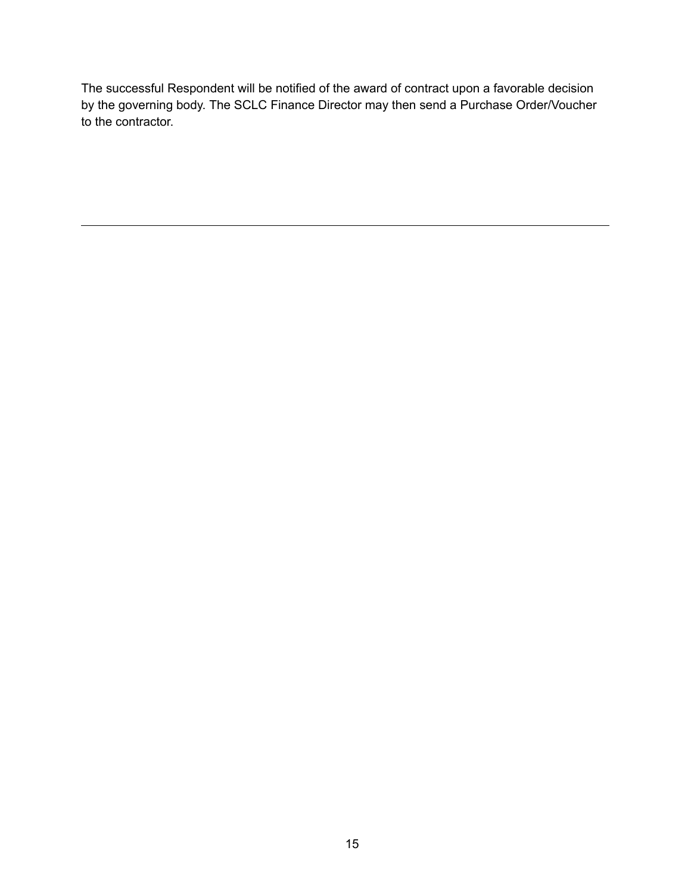The successful Respondent will be notified of the award of contract upon a favorable decision by the governing body. The SCLC Finance Director may then send a Purchase Order/Voucher to the contractor.

---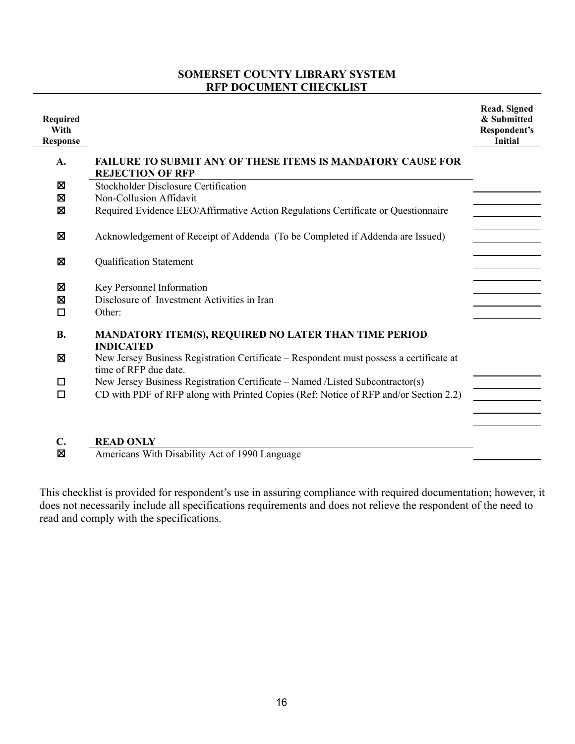# SOMERSET COUNTY LIBRARY SYSTEM
## RFP DOCUMENT CHECKLIST

| Required With Response | | Read, Signed & Submitted Respondent's Initial |
|---|---|---|
| **A.** | **FAILURE TO SUBMIT ANY OF THESE ITEMS IS <u>MANDATORY</u> CAUSE FOR REJECTION OF RFP** | |
| ☒ | Stockholder Disclosure Certification | |
| ☒ | Non-Collusion Affidavit | |
| ☒ | Required Evidence EEO/Affirmative Action Regulations Certificate or Questionnaire | |
| ☒ | Acknowledgement of Receipt of Addenda (To be Completed if Addenda are Issued) | |
| ☒ | Qualification Statement | |
| ☒ | Key Personnel Information | |
| ☒ | Disclosure of Investment Activities in Iran | |
| ☐ | Other: | |
| **B.** | **MANDATORY ITEM(S), REQUIRED NO LATER THAN TIME PERIOD INDICATED** | |
| ☒ | New Jersey Business Registration Certificate – Respondent must possess a certificate at time of RFP due date. | |
| ☐ | New Jersey Business Registration Certificate – Named /Listed Subcontractor(s) | |
| ☐ | CD with PDF of RFP along with Printed Copies (Ref: Notice of RFP and/or Section 2.2) | |
| **C.** | **READ ONLY** | |
| ☒ | Americans With Disability Act of 1990 Language | |

This checklist is provided for respondent's use in assuring compliance with required documentation; however, it does not necessarily include all specifications requirements and does not relieve the respondent of the need to read and comply with the specifications.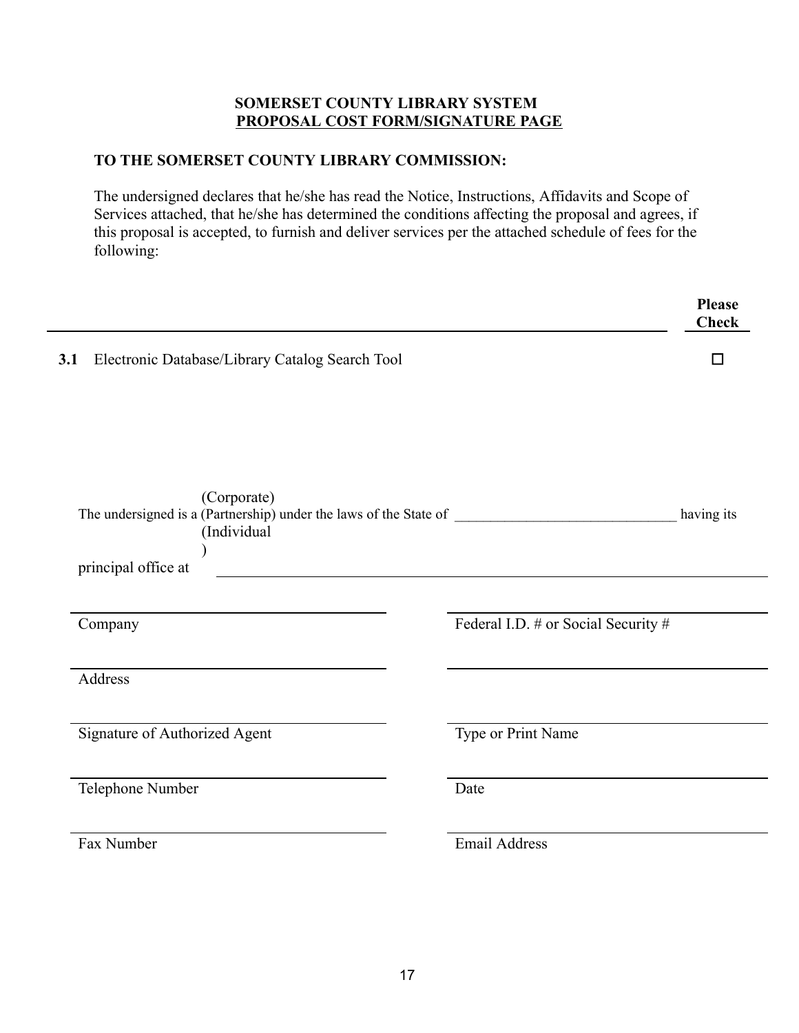**SOMERSET COUNTY LIBRARY SYSTEM**
**PROPOSAL COST FORM/SIGNATURE PAGE**

**TO THE SOMERSET COUNTY LIBRARY COMMISSION:**

The undersigned declares that he/she has read the Notice, Instructions, Affidavits and Scope of Services attached, that he/she has determined the conditions affecting the proposal and agrees, if this proposal is accepted, to furnish and deliver services per the attached schedule of fees for the following:

| | | **Please Check** |
|---|---|---|
| **3.1** | Electronic Database/Library Catalog Search Tool | ☐ |

The undersigned is a (Corporate) (Partnership) (Individual) under the laws of the State of ______________________________ having its principal office at ______________________________

| | |
|---|---|
| Company | Federal I.D. # or Social Security # |
| Address | |
| Signature of Authorized Agent | Type or Print Name |
| Telephone Number | Date |
| Fax Number | Email Address |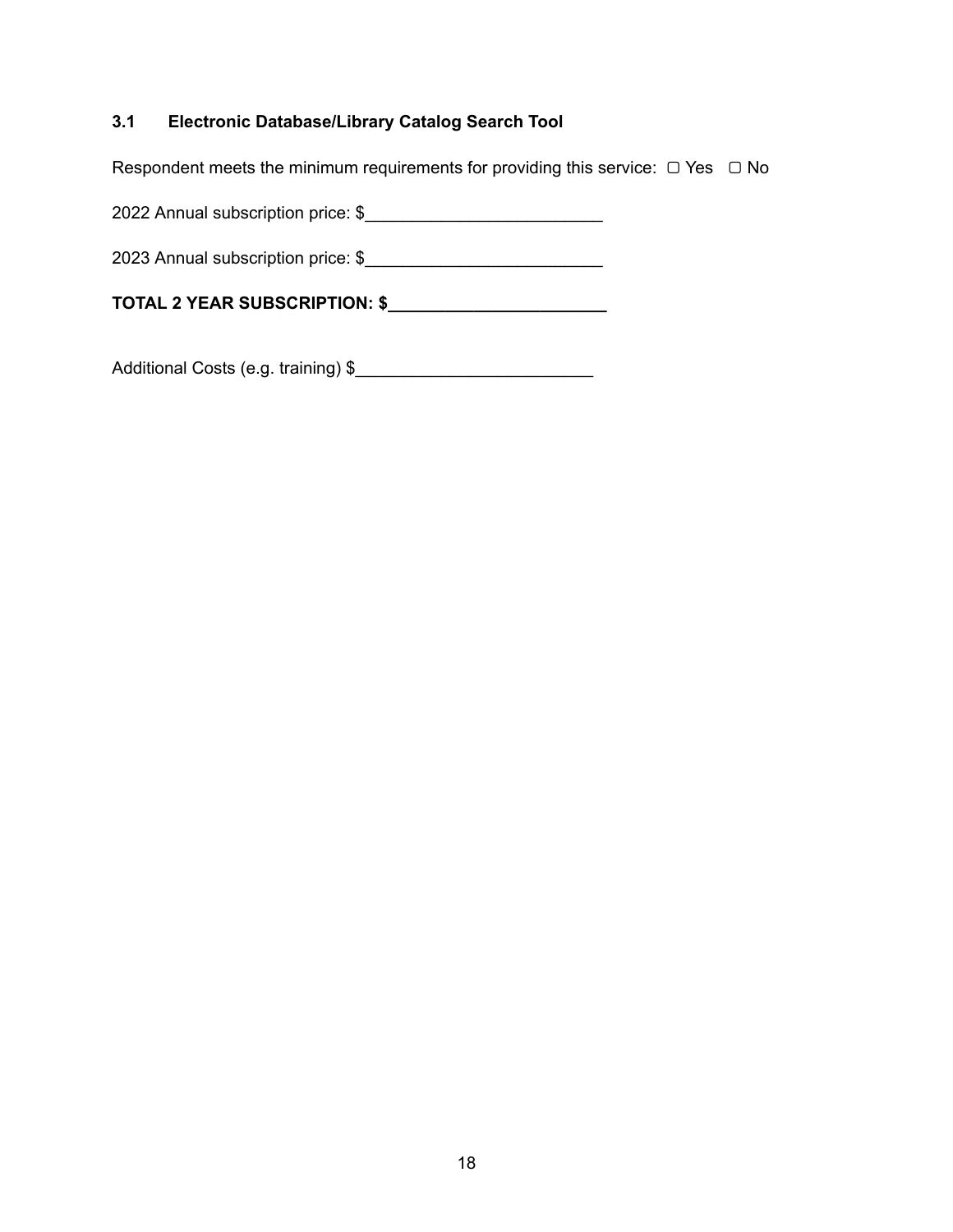### 3.1 Electronic Database/Library Catalog Search Tool

Respondent meets the minimum requirements for providing this service: ▢ Yes ▢ No

2022 Annual subscription price: $_________________________

2023 Annual subscription price: $_________________________

**TOTAL 2 YEAR SUBSCRIPTION: $_______________________**

Additional Costs (e.g. training) $_________________________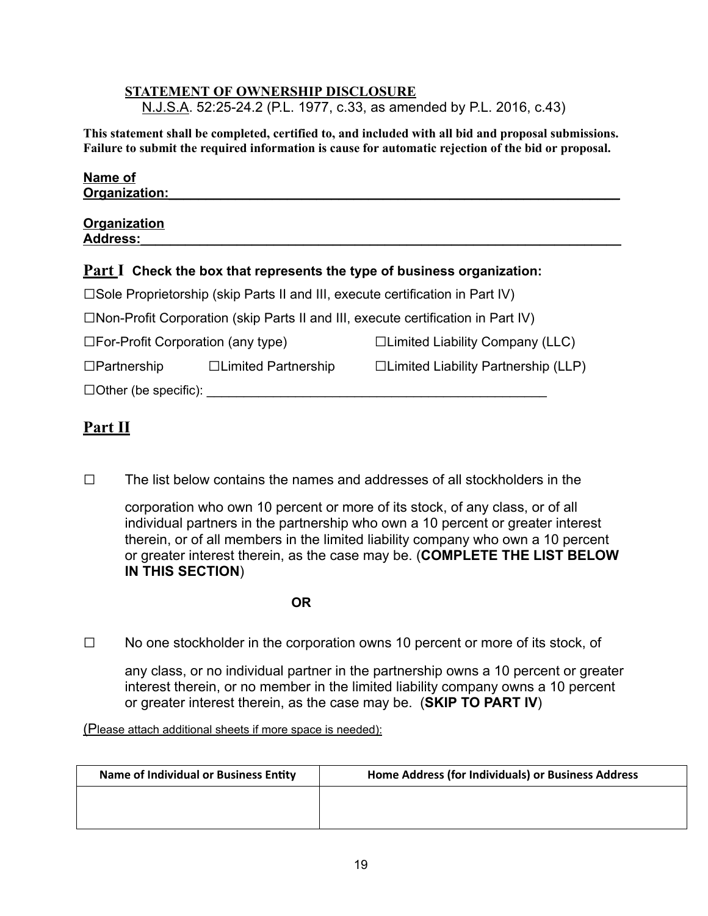**STATEMENT OF OWNERSHIP DISCLOSURE**
N.J.S.A. 52:25-24.2 (P.L. 1977, c.33, as amended by P.L. 2016, c.43)

**This statement shall be completed, certified to, and included with all bid and proposal submissions. Failure to submit the required information is cause for automatic rejection of the bid or proposal.**

**Name of Organization:**\_\_\_\_\_\_\_\_\_\_\_\_\_\_\_\_\_\_\_\_\_\_\_\_\_\_\_\_\_\_\_\_\_\_\_\_\_\_\_\_\_\_\_\_\_\_\_\_\_\_\_\_\_\_\_\_\_\_\_\_

**Organization Address:**\_\_\_\_\_\_\_\_\_\_\_\_\_\_\_\_\_\_\_\_\_\_\_\_\_\_\_\_\_\_\_\_\_\_\_\_\_\_\_\_\_\_\_\_\_\_\_\_\_\_\_\_\_\_\_\_\_\_\_\_

## Part I Check the box that represents the type of business organization:

☐Sole Proprietorship (skip Parts II and III, execute certification in Part IV)

☐Non-Profit Corporation (skip Parts II and III, execute certification in Part IV)

☐For-Profit Corporation (any type) ☐Limited Liability Company (LLC)

☐Partnership ☐Limited Partnership ☐Limited Liability Partnership (LLP)

☐Other (be specific): \_\_\_\_\_\_\_\_\_\_\_\_\_\_\_\_\_\_\_\_\_\_\_\_\_\_\_\_\_\_\_\_\_\_\_\_\_\_\_\_\_\_\_\_\_\_\_\_

## Part II

☐ The list below contains the names and addresses of all stockholders in the corporation who own 10 percent or more of its stock, of any class, or of all individual partners in the partnership who own a 10 percent or greater interest therein, or of all members in the limited liability company who own a 10 percent or greater interest therein, as the case may be. (**COMPLETE THE LIST BELOW IN THIS SECTION**)

**OR**

☐ No one stockholder in the corporation owns 10 percent or more of its stock, of any class, or no individual partner in the partnership owns a 10 percent or greater interest therein, or no member in the limited liability company owns a 10 percent or greater interest therein, as the case may be. (**SKIP TO PART IV**)

(Please attach additional sheets if more space is needed):

| Name of Individual or Business Entity | Home Address (for Individuals) or Business Address |
|---|---|
| | |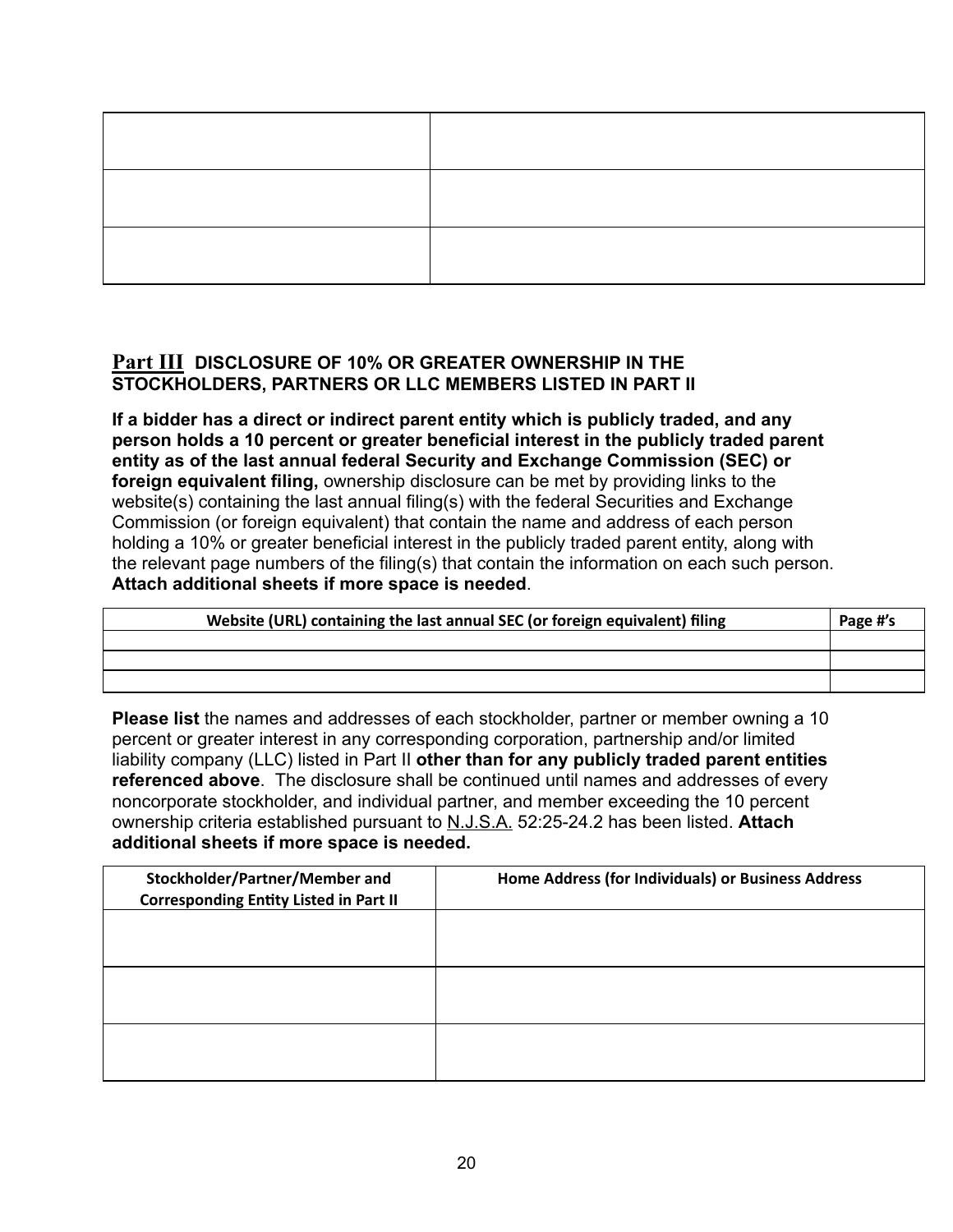| | |
|---|---|
| | |
| | |
| | |

## Part III DISCLOSURE OF 10% OR GREATER OWNERSHIP IN THE STOCKHOLDERS, PARTNERS OR LLC MEMBERS LISTED IN PART II

**If a bidder has a direct or indirect parent entity which is publicly traded, and any person holds a 10 percent or greater beneficial interest in the publicly traded parent entity as of the last annual federal Security and Exchange Commission (SEC) or foreign equivalent filing,** ownership disclosure can be met by providing links to the website(s) containing the last annual filing(s) with the federal Securities and Exchange Commission (or foreign equivalent) that contain the name and address of each person holding a 10% or greater beneficial interest in the publicly traded parent entity, along with the relevant page numbers of the filing(s) that contain the information on each such person. **Attach additional sheets if more space is needed**.

| Website (URL) containing the last annual SEC (or foreign equivalent) filing | Page #'s |
|---|---|
| | |
| | |
| | |

**Please list** the names and addresses of each stockholder, partner or member owning a 10 percent or greater interest in any corresponding corporation, partnership and/or limited liability company (LLC) listed in Part II **other than for any publicly traded parent entities referenced above**. The disclosure shall be continued until names and addresses of every noncorporate stockholder, and individual partner, and member exceeding the 10 percent ownership criteria established pursuant to N.J.S.A. 52:25-24.2 has been listed. **Attach additional sheets if more space is needed.**

| Stockholder/Partner/Member and Corresponding Entity Listed in Part II | Home Address (for Individuals) or Business Address |
|---|---|
| | |
| | |
| | |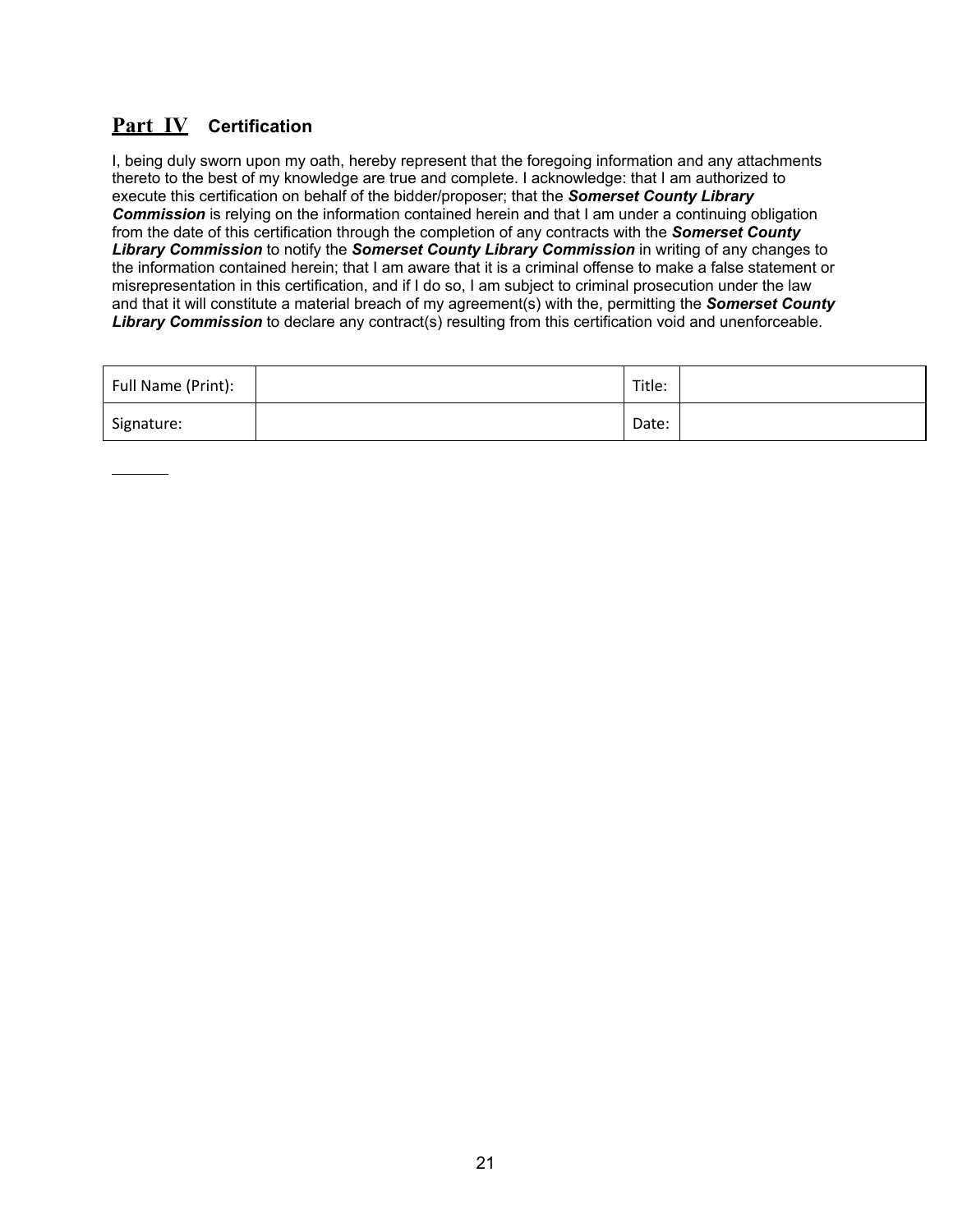## Part IV Certification

I, being duly sworn upon my oath, hereby represent that the foregoing information and any attachments thereto to the best of my knowledge are true and complete. I acknowledge: that I am authorized to execute this certification on behalf of the bidder/proposer; that the ***Somerset County Library Commission*** is relying on the information contained herein and that I am under a continuing obligation from the date of this certification through the completion of any contracts with the ***Somerset County Library Commission*** to notify the ***Somerset County Library Commission*** in writing of any changes to the information contained herein; that I am aware that it is a criminal offense to make a false statement or misrepresentation in this certification, and if I do so, I am subject to criminal prosecution under the law and that it will constitute a material breach of my agreement(s) with the, permitting the ***Somerset County Library Commission*** to declare any contract(s) resulting from this certification void and unenforceable.

| Full Name (Print): | | Title: | |
|---|---|---|---|
| Signature: | | Date: | |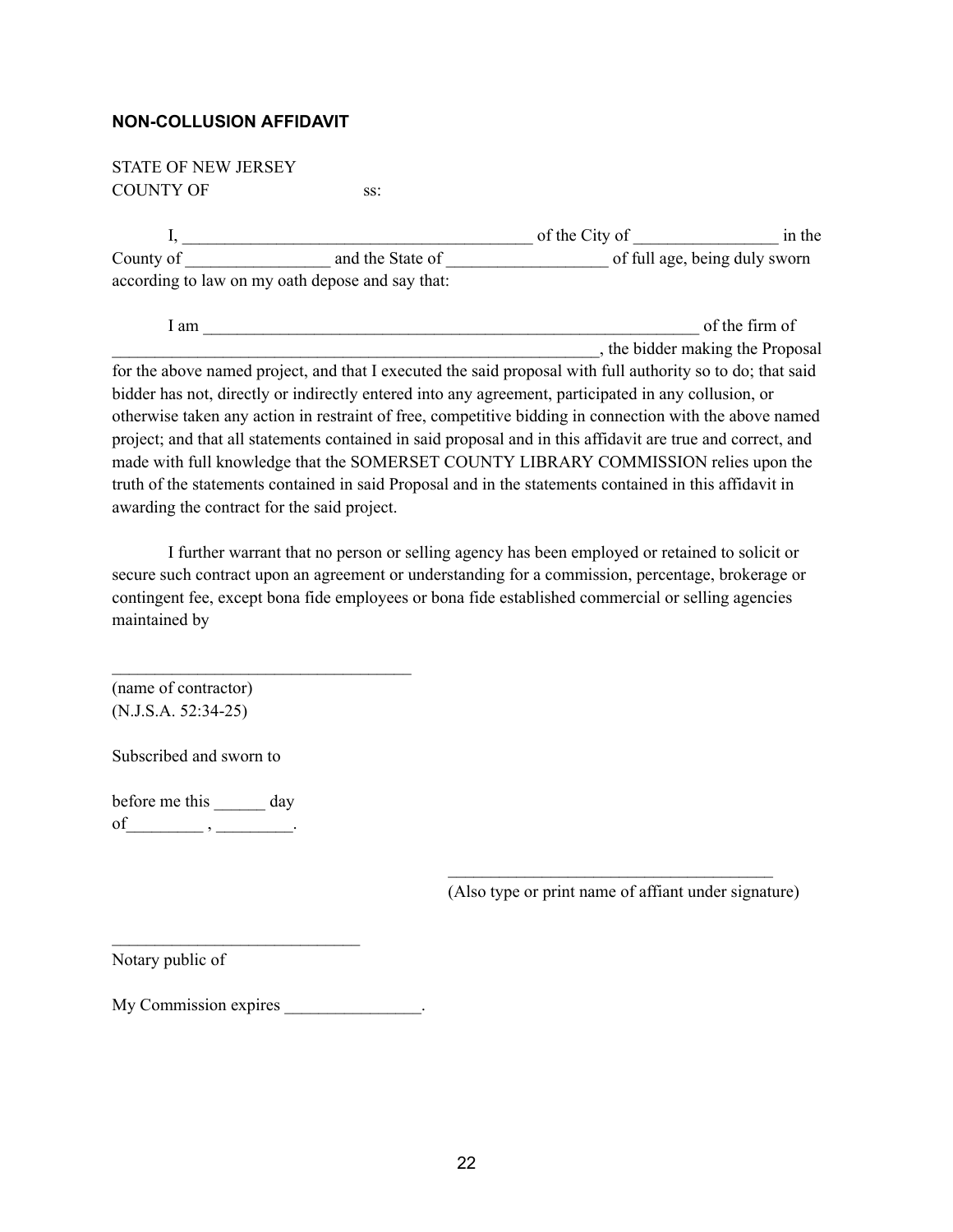**NON-COLLUSION AFFIDAVIT**

STATE OF NEW JERSEY
COUNTY OF ss:

I, _________________________________________ of the City of _________________ in the County of _________________ and the State of ___________________ of full age, being duly sworn according to law on my oath depose and say that:

I am ____________________________________________________________ of the firm of ____________________________________________________________, the bidder making the Proposal for the above named project, and that I executed the said proposal with full authority so to do; that said bidder has not, directly or indirectly entered into any agreement, participated in any collusion, or otherwise taken any action in restraint of free, competitive bidding in connection with the above named project; and that all statements contained in said proposal and in this affidavit are true and correct, and made with full knowledge that the SOMERSET COUNTY LIBRARY COMMISSION relies upon the truth of the statements contained in said Proposal and in the statements contained in this affidavit in awarding the contract for the said project.

I further warrant that no person or selling agency has been employed or retained to solicit or secure such contract upon an agreement or understanding for a commission, percentage, brokerage or contingent fee, except bona fide employees or bona fide established commercial or selling agencies maintained by

___________________________________
(name of contractor)
(N.J.S.A. 52:34-25)

Subscribed and sworn to

before me this ______ day
of_________ , _________.

______________________________________
(Also type or print name of affiant under signature)

_____________________________
Notary public of

My Commission expires ________________.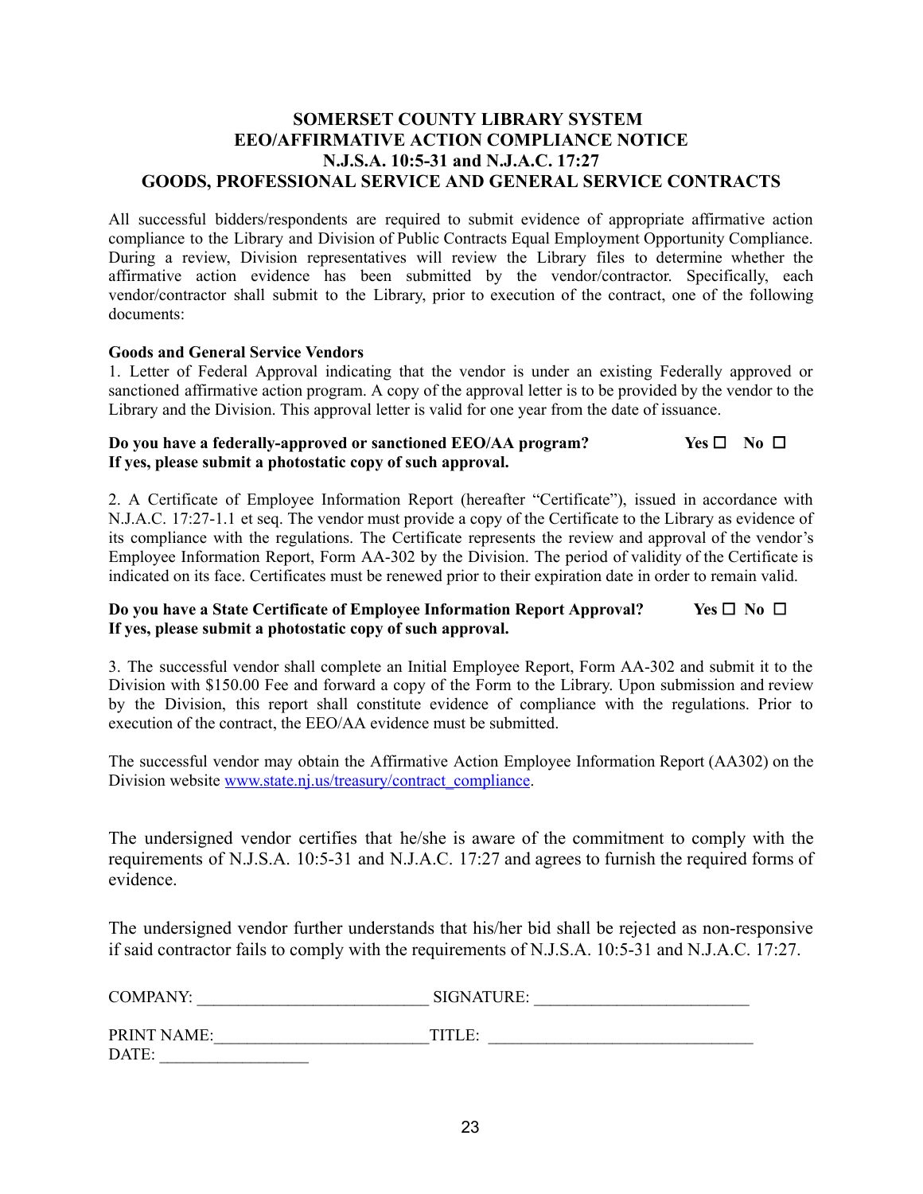# SOMERSET COUNTY LIBRARY SYSTEM
# EEO/AFFIRMATIVE ACTION COMPLIANCE NOTICE
# N.J.S.A. 10:5-31 and N.J.A.C. 17:27
# GOODS, PROFESSIONAL SERVICE AND GENERAL SERVICE CONTRACTS

All successful bidders/respondents are required to submit evidence of appropriate affirmative action compliance to the Library and Division of Public Contracts Equal Employment Opportunity Compliance. During a review, Division representatives will review the Library files to determine whether the affirmative action evidence has been submitted by the vendor/contractor. Specifically, each vendor/contractor shall submit to the Library, prior to execution of the contract, one of the following documents:

**Goods and General Service Vendors**

1. Letter of Federal Approval indicating that the vendor is under an existing Federally approved or sanctioned affirmative action program. A copy of the approval letter is to be provided by the vendor to the Library and the Division. This approval letter is valid for one year from the date of issuance.

**Do you have a federally-approved or sanctioned EEO/AA program? Yes ☐ No ☐**
**If yes, please submit a photostatic copy of such approval.**

2. A Certificate of Employee Information Report (hereafter "Certificate"), issued in accordance with N.J.A.C. 17:27-1.1 et seq. The vendor must provide a copy of the Certificate to the Library as evidence of its compliance with the regulations. The Certificate represents the review and approval of the vendor's Employee Information Report, Form AA-302 by the Division. The period of validity of the Certificate is indicated on its face. Certificates must be renewed prior to their expiration date in order to remain valid.

**Do you have a State Certificate of Employee Information Report Approval? Yes ☐ No ☐**
**If yes, please submit a photostatic copy of such approval.**

3. The successful vendor shall complete an Initial Employee Report, Form AA-302 and submit it to the Division with $150.00 Fee and forward a copy of the Form to the Library. Upon submission and review by the Division, this report shall constitute evidence of compliance with the regulations. Prior to execution of the contract, the EEO/AA evidence must be submitted.

The successful vendor may obtain the Affirmative Action Employee Information Report (AA302) on the Division website [www.state.nj.us/treasury/contract_compliance](www.state.nj.us/treasury/contract_compliance).

The undersigned vendor certifies that he/she is aware of the commitment to comply with the requirements of N.J.S.A. 10:5-31 and N.J.A.C. 17:27 and agrees to furnish the required forms of evidence.

The undersigned vendor further understands that his/her bid shall be rejected as non-responsive if said contractor fails to comply with the requirements of N.J.S.A. 10:5-31 and N.J.A.C. 17:27.

COMPANY: ___________________________ SIGNATURE: _________________________

PRINT NAME:_________________________TITLE: _______________________________

DATE: _________________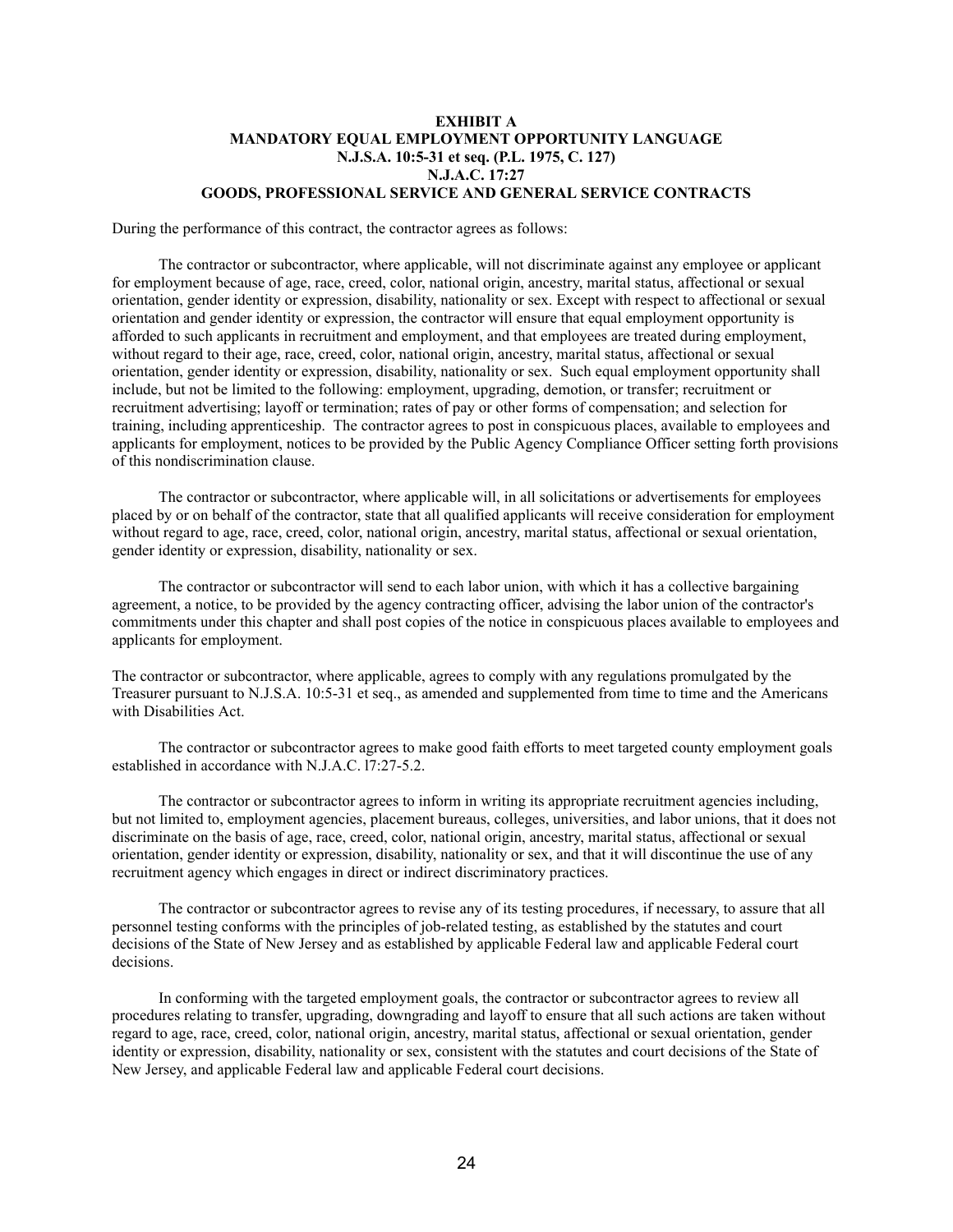**EXHIBIT A**
**MANDATORY EQUAL EMPLOYMENT OPPORTUNITY LANGUAGE**
**N.J.S.A. 10:5-31 et seq. (P.L. 1975, C. 127)**
**N.J.A.C. 17:27**
**GOODS, PROFESSIONAL SERVICE AND GENERAL SERVICE CONTRACTS**

During the performance of this contract, the contractor agrees as follows:

The contractor or subcontractor, where applicable, will not discriminate against any employee or applicant for employment because of age, race, creed, color, national origin, ancestry, marital status, affectional or sexual orientation, gender identity or expression, disability, nationality or sex. Except with respect to affectional or sexual orientation and gender identity or expression, the contractor will ensure that equal employment opportunity is afforded to such applicants in recruitment and employment, and that employees are treated during employment, without regard to their age, race, creed, color, national origin, ancestry, marital status, affectional or sexual orientation, gender identity or expression, disability, nationality or sex. Such equal employment opportunity shall include, but not be limited to the following: employment, upgrading, demotion, or transfer; recruitment or recruitment advertising; layoff or termination; rates of pay or other forms of compensation; and selection for training, including apprenticeship. The contractor agrees to post in conspicuous places, available to employees and applicants for employment, notices to be provided by the Public Agency Compliance Officer setting forth provisions of this nondiscrimination clause.

The contractor or subcontractor, where applicable will, in all solicitations or advertisements for employees placed by or on behalf of the contractor, state that all qualified applicants will receive consideration for employment without regard to age, race, creed, color, national origin, ancestry, marital status, affectional or sexual orientation, gender identity or expression, disability, nationality or sex.

The contractor or subcontractor will send to each labor union, with which it has a collective bargaining agreement, a notice, to be provided by the agency contracting officer, advising the labor union of the contractor's commitments under this chapter and shall post copies of the notice in conspicuous places available to employees and applicants for employment.

The contractor or subcontractor, where applicable, agrees to comply with any regulations promulgated by the Treasurer pursuant to N.J.S.A. 10:5-31 et seq., as amended and supplemented from time to time and the Americans with Disabilities Act.

The contractor or subcontractor agrees to make good faith efforts to meet targeted county employment goals established in accordance with N.J.A.C. l7:27-5.2.

The contractor or subcontractor agrees to inform in writing its appropriate recruitment agencies including, but not limited to, employment agencies, placement bureaus, colleges, universities, and labor unions, that it does not discriminate on the basis of age, race, creed, color, national origin, ancestry, marital status, affectional or sexual orientation, gender identity or expression, disability, nationality or sex, and that it will discontinue the use of any recruitment agency which engages in direct or indirect discriminatory practices.

The contractor or subcontractor agrees to revise any of its testing procedures, if necessary, to assure that all personnel testing conforms with the principles of job-related testing, as established by the statutes and court decisions of the State of New Jersey and as established by applicable Federal law and applicable Federal court decisions.

In conforming with the targeted employment goals, the contractor or subcontractor agrees to review all procedures relating to transfer, upgrading, downgrading and layoff to ensure that all such actions are taken without regard to age, race, creed, color, national origin, ancestry, marital status, affectional or sexual orientation, gender identity or expression, disability, nationality or sex, consistent with the statutes and court decisions of the State of New Jersey, and applicable Federal law and applicable Federal court decisions.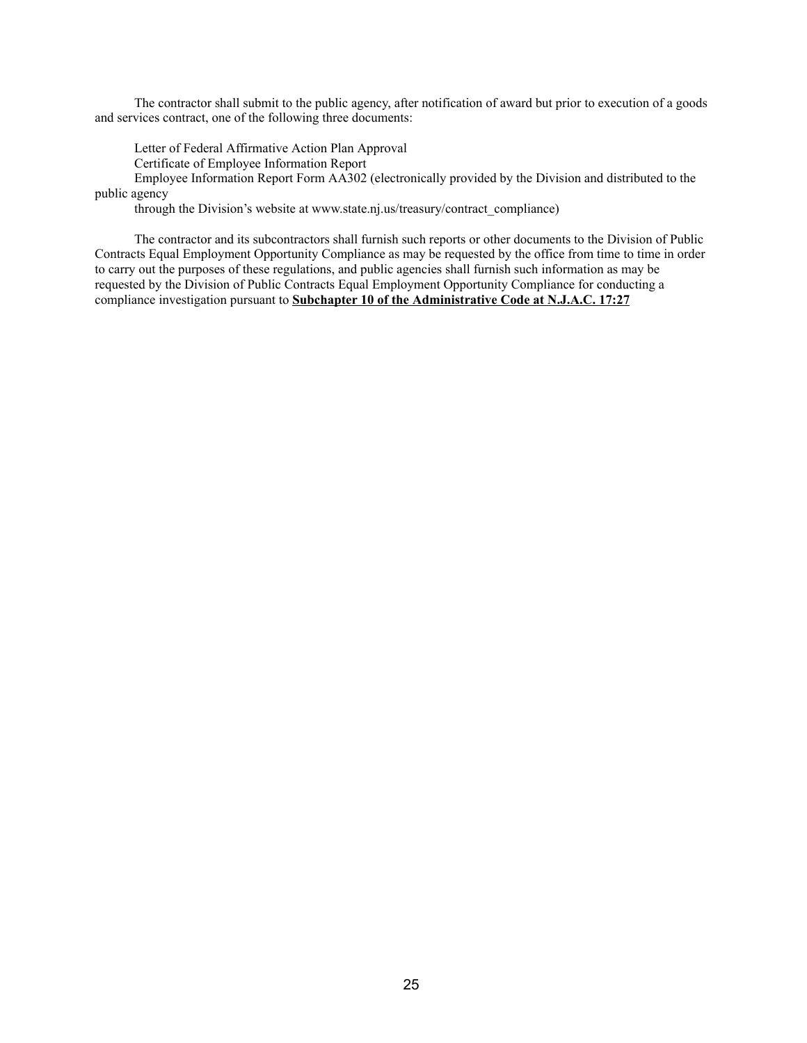The contractor shall submit to the public agency, after notification of award but prior to execution of a goods and services contract, one of the following three documents:

Letter of Federal Affirmative Action Plan Approval

Certificate of Employee Information Report

Employee Information Report Form AA302 (electronically provided by the Division and distributed to the public agency

through the Division's website at www.state.nj.us/treasury/contract_compliance)

The contractor and its subcontractors shall furnish such reports or other documents to the Division of Public Contracts Equal Employment Opportunity Compliance as may be requested by the office from time to time in order to carry out the purposes of these regulations, and public agencies shall furnish such information as may be requested by the Division of Public Contracts Equal Employment Opportunity Compliance for conducting a compliance investigation pursuant to **Subchapter 10 of the Administrative Code at N.J.A.C. 17:27**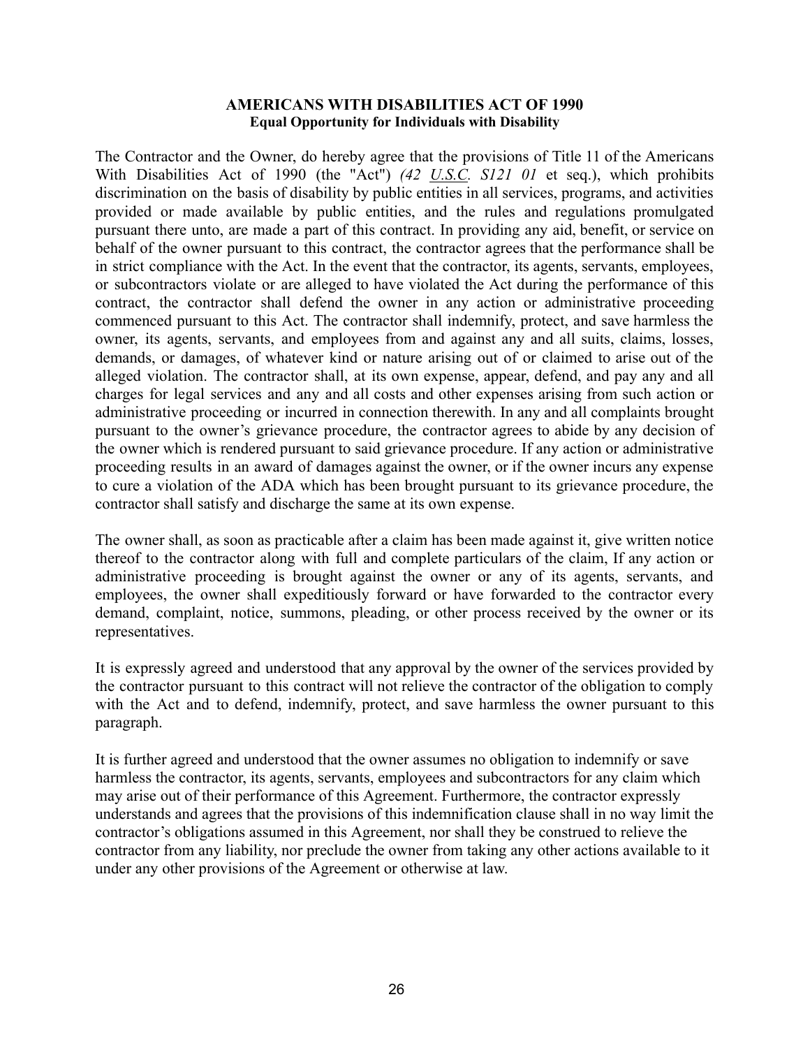**AMERICANS WITH DISABILITIES ACT OF 1990**
**Equal Opportunity for Individuals with Disability**

The Contractor and the Owner, do hereby agree that the provisions of Title 11 of the Americans With Disabilities Act of 1990 (the "Act") *(42 U.S.C. S121 01* et seq.), which prohibits discrimination on the basis of disability by public entities in all services, programs, and activities provided or made available by public entities, and the rules and regulations promulgated pursuant there unto, are made a part of this contract. In providing any aid, benefit, or service on behalf of the owner pursuant to this contract, the contractor agrees that the performance shall be in strict compliance with the Act. In the event that the contractor, its agents, servants, employees, or subcontractors violate or are alleged to have violated the Act during the performance of this contract, the contractor shall defend the owner in any action or administrative proceeding commenced pursuant to this Act. The contractor shall indemnify, protect, and save harmless the owner, its agents, servants, and employees from and against any and all suits, claims, losses, demands, or damages, of whatever kind or nature arising out of or claimed to arise out of the alleged violation. The contractor shall, at its own expense, appear, defend, and pay any and all charges for legal services and any and all costs and other expenses arising from such action or administrative proceeding or incurred in connection therewith. In any and all complaints brought pursuant to the owner's grievance procedure, the contractor agrees to abide by any decision of the owner which is rendered pursuant to said grievance procedure. If any action or administrative proceeding results in an award of damages against the owner, or if the owner incurs any expense to cure a violation of the ADA which has been brought pursuant to its grievance procedure, the contractor shall satisfy and discharge the same at its own expense.

The owner shall, as soon as practicable after a claim has been made against it, give written notice thereof to the contractor along with full and complete particulars of the claim, If any action or administrative proceeding is brought against the owner or any of its agents, servants, and employees, the owner shall expeditiously forward or have forwarded to the contractor every demand, complaint, notice, summons, pleading, or other process received by the owner or its representatives.

It is expressly agreed and understood that any approval by the owner of the services provided by the contractor pursuant to this contract will not relieve the contractor of the obligation to comply with the Act and to defend, indemnify, protect, and save harmless the owner pursuant to this paragraph.

It is further agreed and understood that the owner assumes no obligation to indemnify or save harmless the contractor, its agents, servants, employees and subcontractors for any claim which may arise out of their performance of this Agreement. Furthermore, the contractor expressly understands and agrees that the provisions of this indemnification clause shall in no way limit the contractor's obligations assumed in this Agreement, nor shall they be construed to relieve the contractor from any liability, nor preclude the owner from taking any other actions available to it under any other provisions of the Agreement or otherwise at law.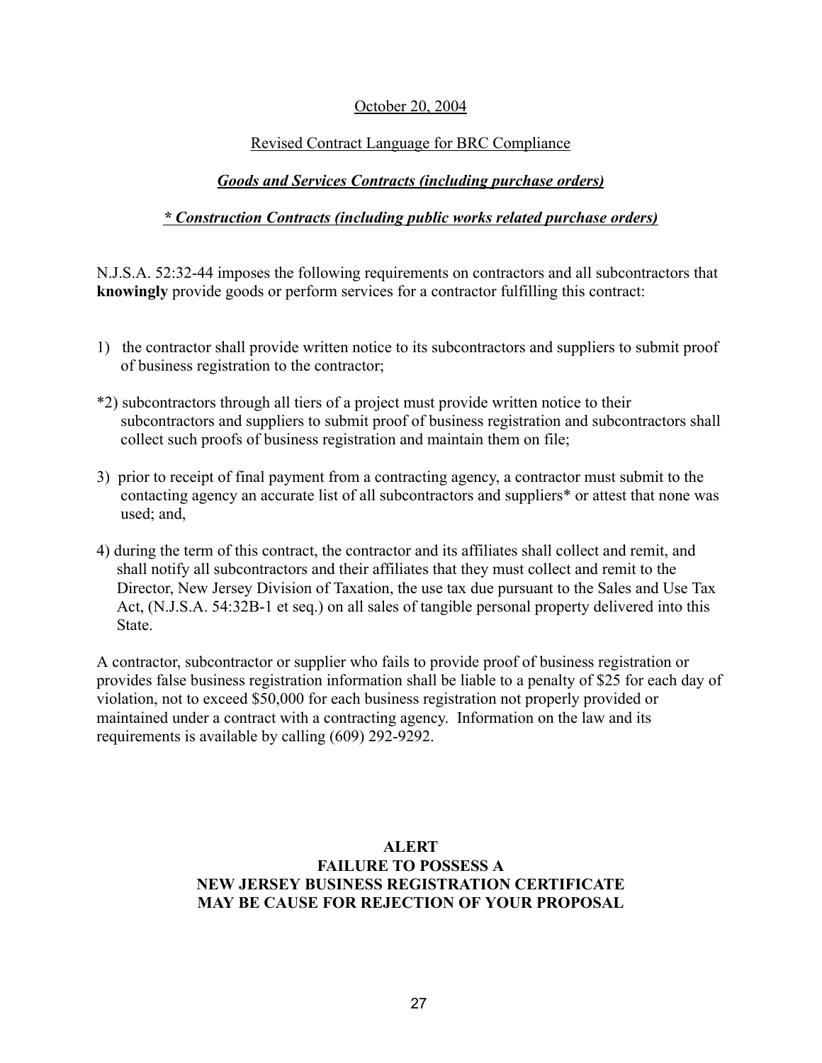October 20, 2004

Revised Contract Language for BRC Compliance

***Goods and Services Contracts (including purchase orders)***

***\* Construction Contracts (including public works related purchase orders)***

N.J.S.A. 52:32-44 imposes the following requirements on contractors and all subcontractors that **knowingly** provide goods or perform services for a contractor fulfilling this contract:

1) the contractor shall provide written notice to its subcontractors and suppliers to submit proof of business registration to the contractor;

*2) subcontractors through all tiers of a project must provide written notice to their subcontractors and suppliers to submit proof of business registration and subcontractors shall collect such proofs of business registration and maintain them on file;

3) prior to receipt of final payment from a contracting agency, a contractor must submit to the contacting agency an accurate list of all subcontractors and suppliers* or attest that none was used; and,

4) during the term of this contract, the contractor and its affiliates shall collect and remit, and shall notify all subcontractors and their affiliates that they must collect and remit to the Director, New Jersey Division of Taxation, the use tax due pursuant to the Sales and Use Tax Act, (N.J.S.A. 54:32B-1 et seq.) on all sales of tangible personal property delivered into this State.

A contractor, subcontractor or supplier who fails to provide proof of business registration or provides false business registration information shall be liable to a penalty of $25 for each day of violation, not to exceed $50,000 for each business registration not properly provided or maintained under a contract with a contracting agency. Information on the law and its requirements is available by calling (609) 292-9292.

**ALERT**
**FAILURE TO POSSESS A**
**NEW JERSEY BUSINESS REGISTRATION CERTIFICATE**
**MAY BE CAUSE FOR REJECTION OF YOUR PROPOSAL**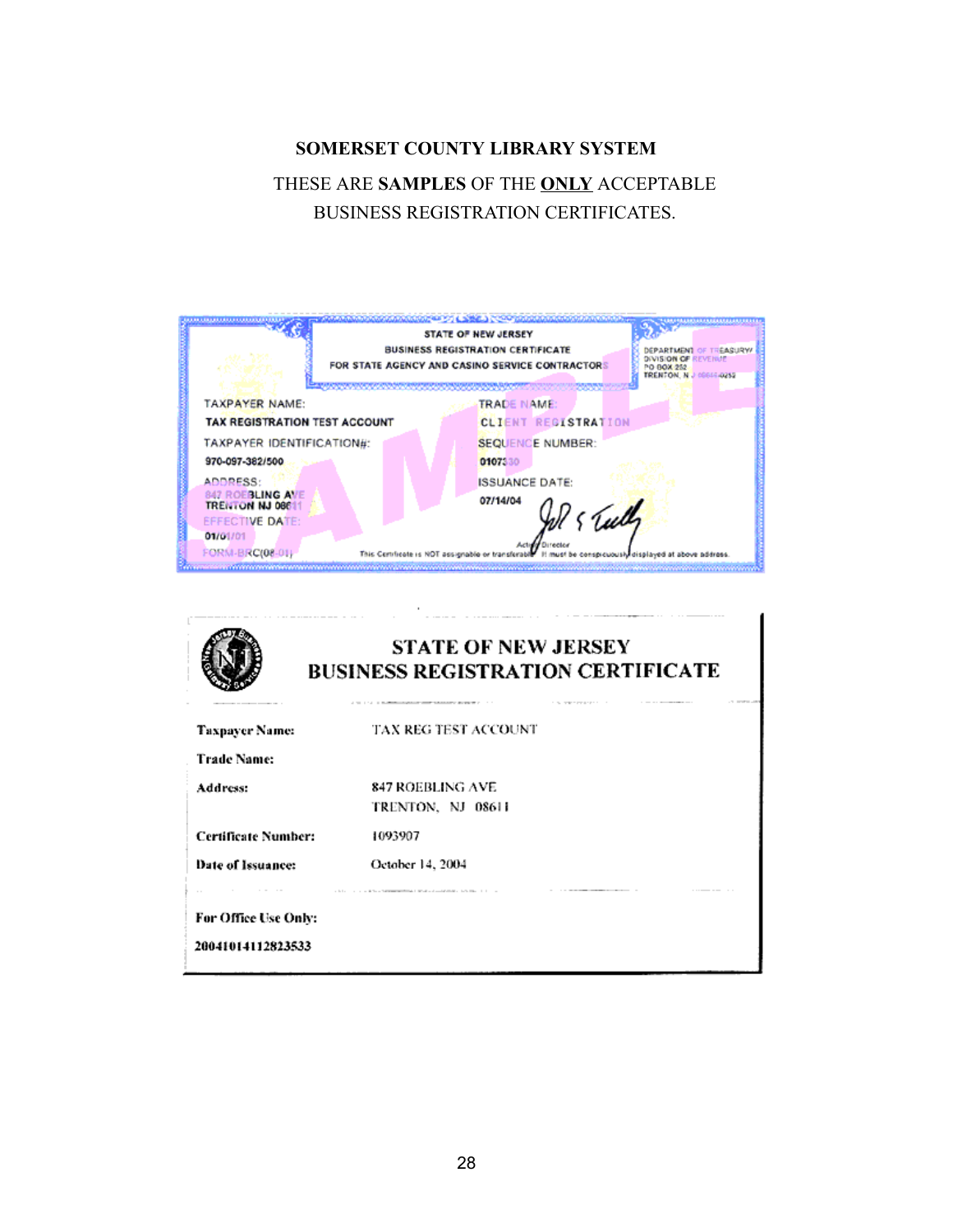**SOMERSET COUNTY LIBRARY SYSTEM**

THESE ARE **SAMPLES** OF THE **ONLY** ACCEPTABLE BUSINESS REGISTRATION CERTIFICATES.

STATE OF NEW JERSEY
BUSINESS REGISTRATION CERTIFICATE
FOR STATE AGENCY AND CASINO SERVICE CONTRACTORS

DEPARTMENT OF TREASURY
DIVISION OF REVENUE
PO BOX 252
TRENTON, N J 08646-0252

SAMPLE

TAXPAYER NAME:
TAX REGISTRATION TEST ACCOUNT

TRADE NAME:
CLIENT REGISTRATION

TAXPAYER IDENTIFICATION#:
970-097-382/500

SEQUENCE NUMBER:
0107330

ADDRESS:
847 ROEBLING AVE
TRENTON NJ 08611

ISSUANCE DATE:
07/14/04

EFFECTIVE DATE:
01/01/01

FORM-BRC(08-01)

Acting Director

This Certificate is NOT assignable or transferable. It must be conspicuously displayed at above address.

---

**STATE OF NEW JERSEY**
**BUSINESS REGISTRATION CERTIFICATE**

| | |
|---|---|
| **Taxpayer Name:** | TAX REG TEST ACCOUNT |
| **Trade Name:** | |
| **Address:** | 847 ROEBLING AVE<br>TRENTON, NJ 08611 |
| **Certificate Number:** | 1093907 |
| **Date of Issuance:** | October 14, 2004 |

**For Office Use Only:**

**20041014112823533**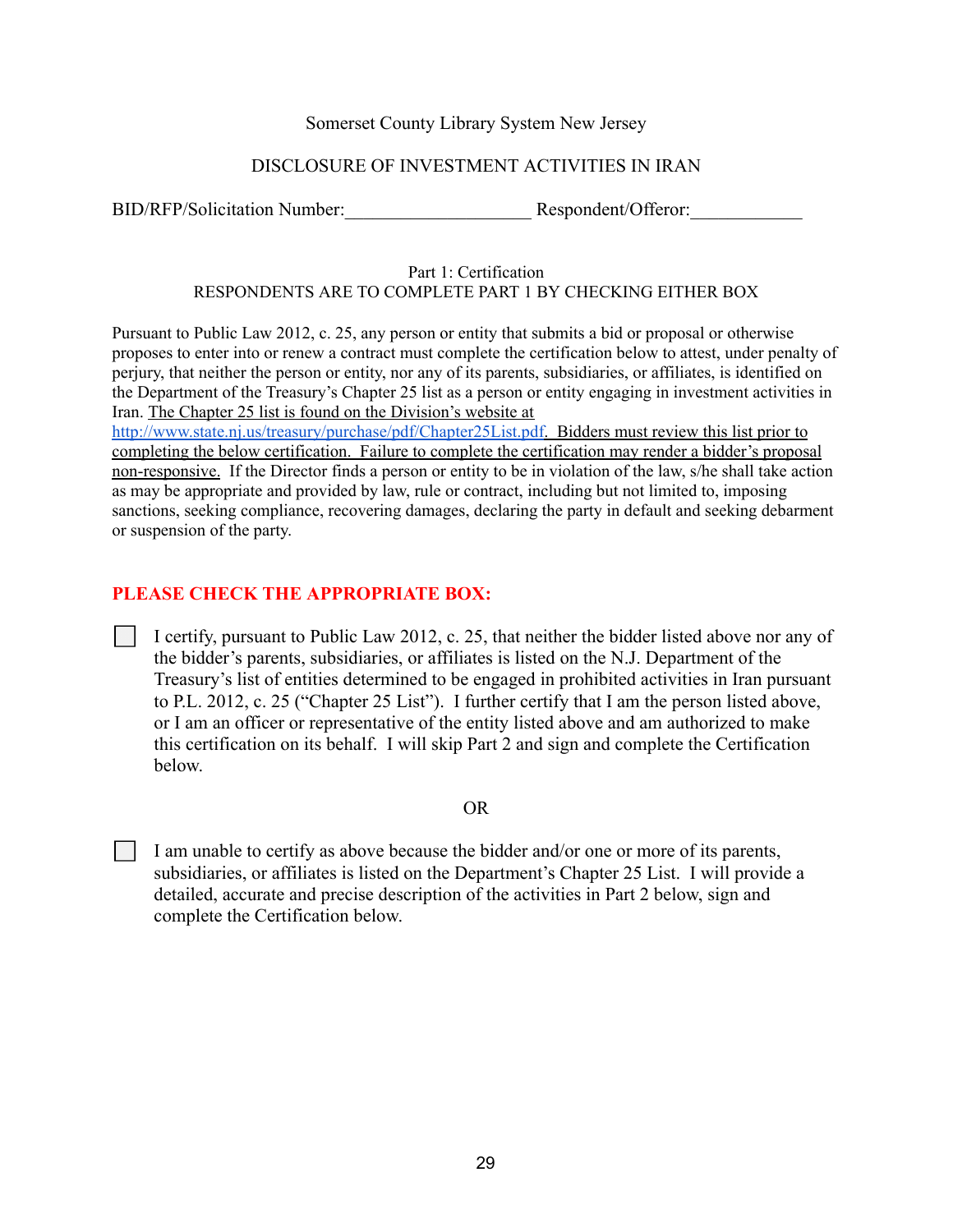Somerset County Library System New Jersey

DISCLOSURE OF INVESTMENT ACTIVITIES IN IRAN

BID/RFP/Solicitation Number:____________________ Respondent/Offeror:____________

Part 1: Certification
RESPONDENTS ARE TO COMPLETE PART 1 BY CHECKING EITHER BOX

Pursuant to Public Law 2012, c. 25, any person or entity that submits a bid or proposal or otherwise proposes to enter into or renew a contract must complete the certification below to attest, under penalty of perjury, that neither the person or entity, nor any of its parents, subsidiaries, or affiliates, is identified on the Department of the Treasury's Chapter 25 list as a person or entity engaging in investment activities in Iran. <u>The Chapter 25 list is found on the Division's website at [http://www.state.nj.us/treasury/purchase/pdf/Chapter25List.pdf](http://www.state.nj.us/treasury/purchase/pdf/Chapter25List.pdf). Bidders must review this list prior to completing the below certification. Failure to complete the certification may render a bidder's proposal non-responsive.</u> If the Director finds a person or entity to be in violation of the law, s/he shall take action as may be appropriate and provided by law, rule or contract, including but not limited to, imposing sanctions, seeking compliance, recovering damages, declaring the party in default and seeking debarment or suspension of the party.

**PLEASE CHECK THE APPROPRIATE BOX:**

☐ I certify, pursuant to Public Law 2012, c. 25, that neither the bidder listed above nor any of the bidder's parents, subsidiaries, or affiliates is listed on the N.J. Department of the Treasury's list of entities determined to be engaged in prohibited activities in Iran pursuant to P.L. 2012, c. 25 ("Chapter 25 List"). I further certify that I am the person listed above, or I am an officer or representative of the entity listed above and am authorized to make this certification on its behalf. I will skip Part 2 and sign and complete the Certification below.

OR

☐ I am unable to certify as above because the bidder and/or one or more of its parents, subsidiaries, or affiliates is listed on the Department's Chapter 25 List. I will provide a detailed, accurate and precise description of the activities in Part 2 below, sign and complete the Certification below.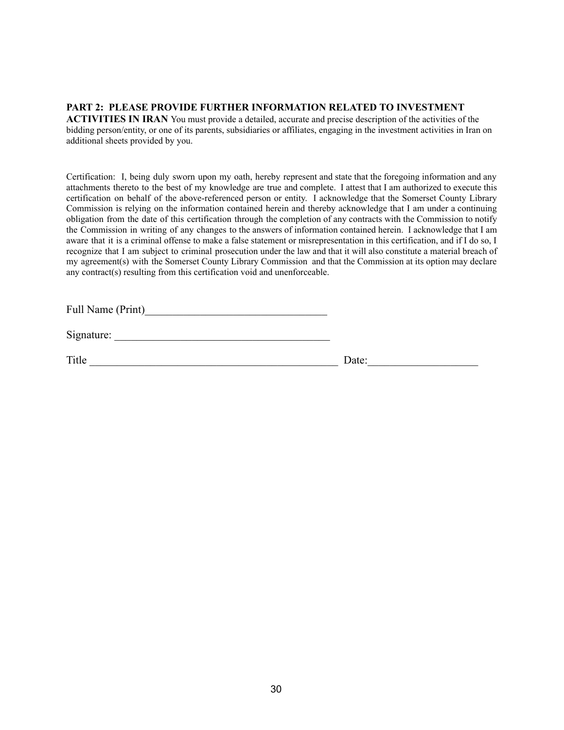**PART 2: PLEASE PROVIDE FURTHER INFORMATION RELATED TO INVESTMENT ACTIVITIES IN IRAN** You must provide a detailed, accurate and precise description of the activities of the bidding person/entity, or one of its parents, subsidiaries or affiliates, engaging in the investment activities in Iran on additional sheets provided by you.

Certification: I, being duly sworn upon my oath, hereby represent and state that the foregoing information and any attachments thereto to the best of my knowledge are true and complete. I attest that I am authorized to execute this certification on behalf of the above-referenced person or entity. I acknowledge that the Somerset County Library Commission is relying on the information contained herein and thereby acknowledge that I am under a continuing obligation from the date of this certification through the completion of any contracts with the Commission to notify the Commission in writing of any changes to the answers of information contained herein. I acknowledge that I am aware that it is a criminal offense to make a false statement or misrepresentation in this certification, and if I do so, I recognize that I am subject to criminal prosecution under the law and that it will also constitute a material breach of my agreement(s) with the Somerset County Library Commission and that the Commission at its option may declare any contract(s) resulting from this certification void and unenforceable.

Full Name (Print)_________________________________

Signature: _______________________________________

Title _______________________________________________ Date:____________________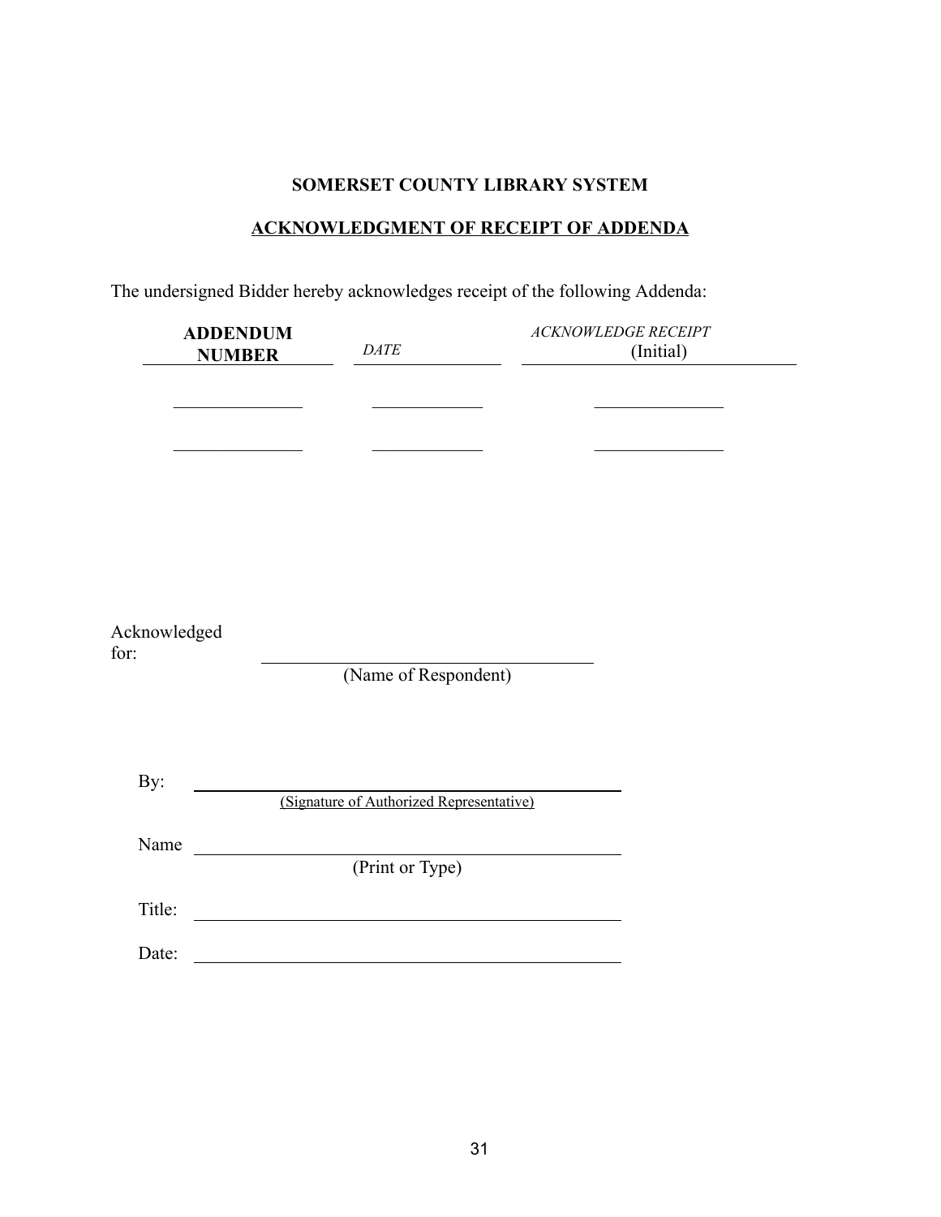**SOMERSET COUNTY LIBRARY SYSTEM**

**ACKNOWLEDGMENT OF RECEIPT OF ADDENDA**

The undersigned Bidder hereby acknowledges receipt of the following Addenda:

| **ADDENDUM NUMBER** | *DATE* | *ACKNOWLEDGE RECEIPT* (Initial) |
| --- | --- | --- |
| ______________ | ____________ | ______________ |
| ______________ | ____________ | ______________ |

Acknowledged for: ____________________________________
(Name of Respondent)

By: ____________________________________
(Signature of Authorized Representative)

Name ____________________________________
(Print or Type)

Title: ____________________________________

Date: ____________________________________